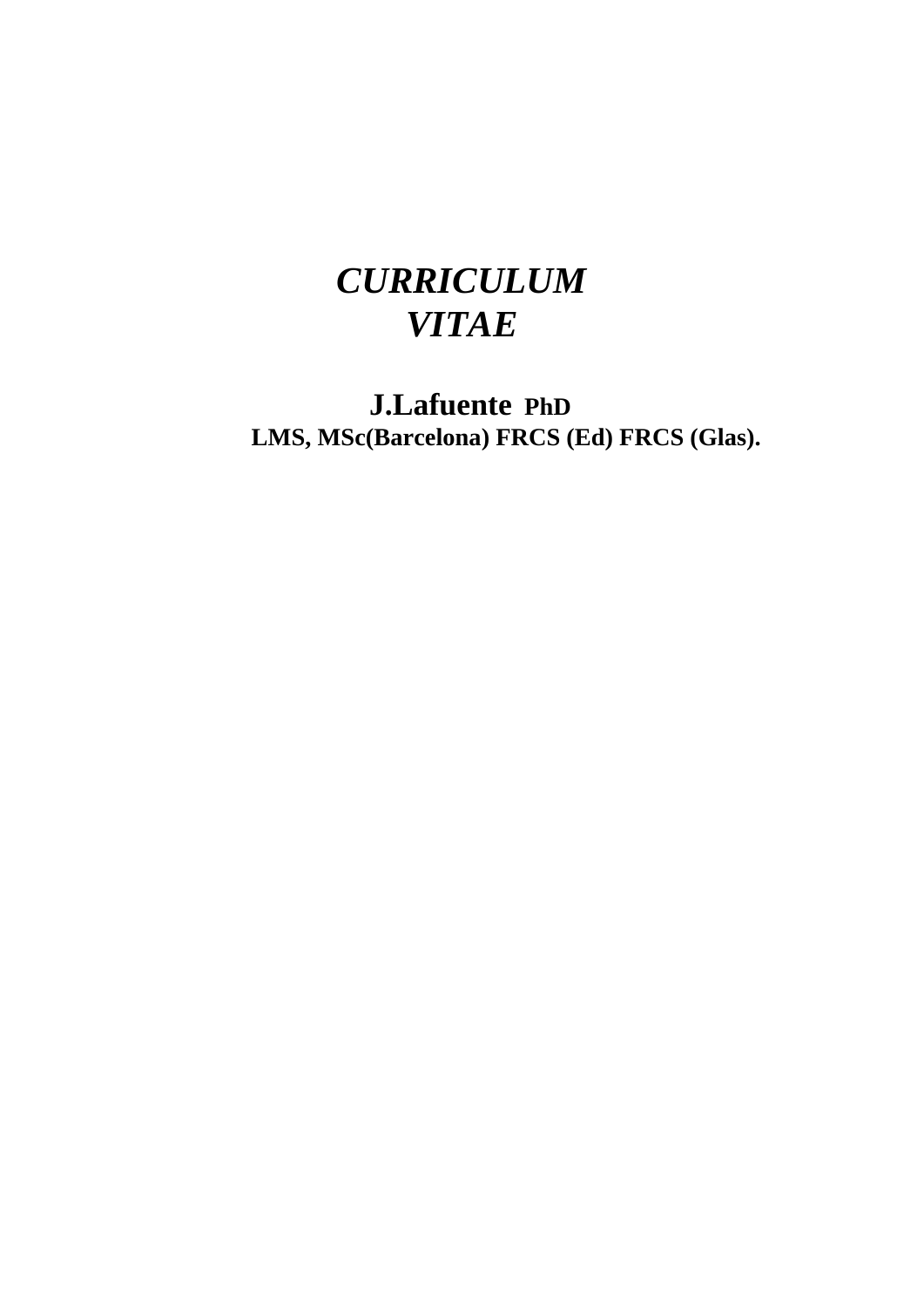# *CURRICULUM VITAE*

**J.Lafuente PhD**

**LMS, MSc(Barcelona) FRCS (Ed) FRCS (Glas).**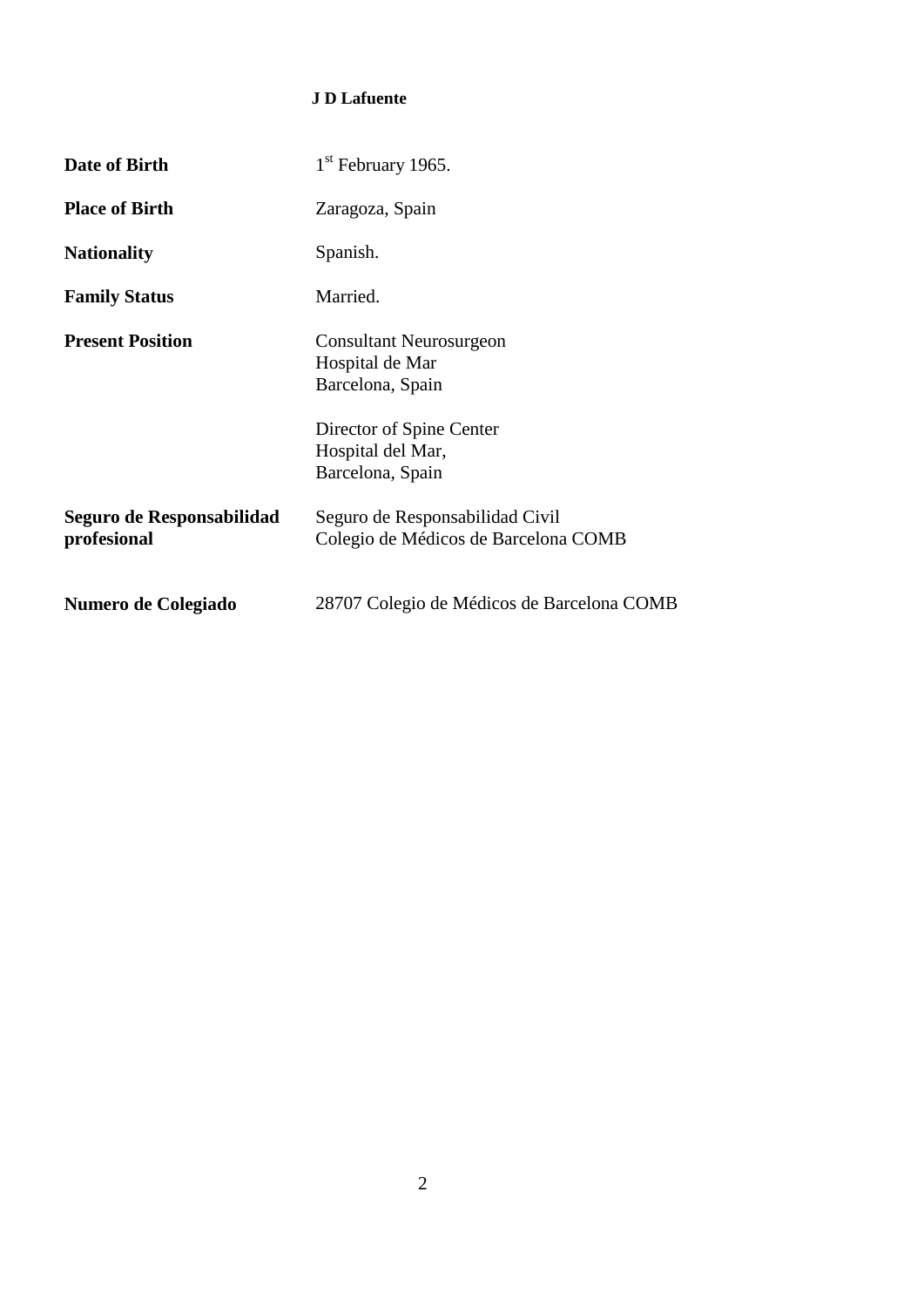**J D Lafuente**

| | |
|---|---|
| **Date of Birth** | 1st February 1965. |
| **Place of Birth** | Zaragoza, Spain |
| **Nationality** | Spanish. |
| **Family Status** | Married. |
| **Present Position** | Consultant Neurosurgeon<br>Hospital de Mar<br>Barcelona, Spain<br><br>Director of Spine Center<br>Hospital del Mar,<br>Barcelona, Spain |
| **Seguro de Responsabilidad profesional** | Seguro de Responsabilidad Civil<br>Colegio de Médicos de Barcelona COMB |
| **Numero de Colegiado** | 28707 Colegio de Médicos de Barcelona COMB |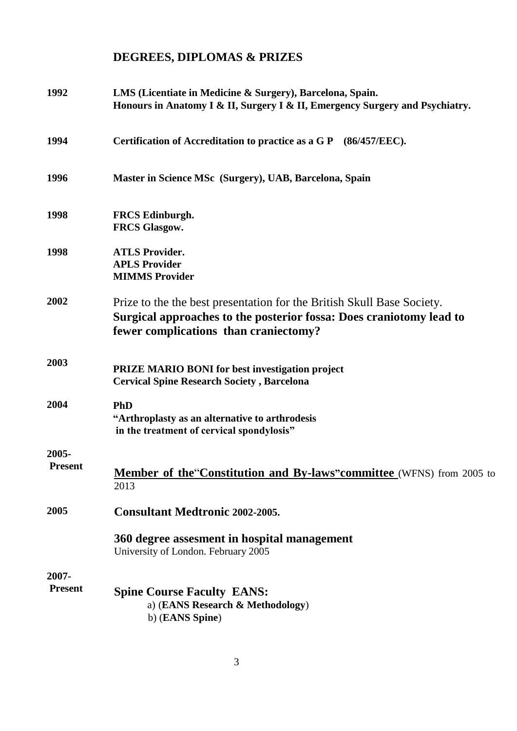## DEGREES, DIPLOMAS & PRIZES

| | |
|---|---|
| **1992** | **LMS (Licentiate in Medicine & Surgery), Barcelona, Spain.**<br>**Honours in Anatomy I & II, Surgery I & II, Emergency Surgery and Psychiatry.** |
| **1994** | **Certification of Accreditation to practice as a G P (86/457/EEC).** |
| **1996** | **Master in Science MSc (Surgery), UAB, Barcelona, Spain** |
| **1998** | **FRCS Edinburgh.**<br>**FRCS Glasgow.** |
| **1998** | **ATLS Provider.**<br>**APLS Provider**<br>**MIMMS Provider** |
| **2002** | Prize to the the best presentation for the British Skull Base Society.<br>**Surgical approaches to the posterior fossa: Does craniotomy lead to fewer complications than craniectomy?** |
| **2003** | **PRIZE MARIO BONI for best investigation project**<br>**Cervical Spine Research Society , Barcelona** |
| **2004** | **PhD**<br>**"Arthroplasty as an alternative to arthrodesis in the treatment of cervical spondylosis"** |
| **2005-Present** | **Member of the"Constitution and By-laws"committee** (WFNS) from 2005 to 2013 |
| **2005** | **Consultant Medtronic 2002-2005.**<br><br>**360 degree assesment in hospital management**<br>University of London. February 2005 |
| **2007-Present** | **Spine Course Faculty EANS:**<br>a) (**EANS Research & Methodology**)<br>b) (**EANS Spine**) |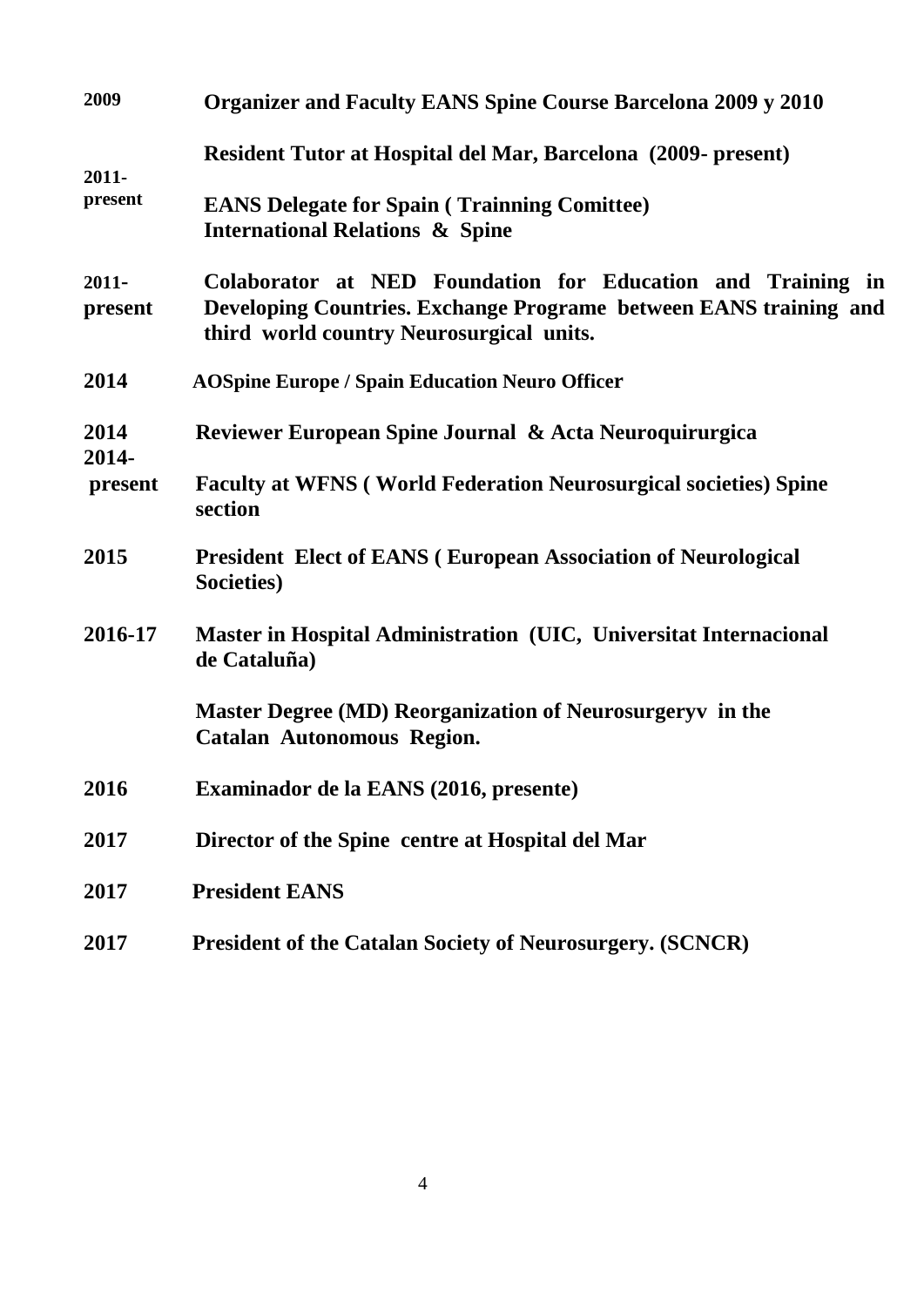**2009** **Organizer and Faculty EANS Spine Course Barcelona 2009 y 2010**

**Resident Tutor at Hospital del Mar, Barcelona (2009- present)**

**2011- present** **EANS Delegate for Spain ( Trainning Comittee) International Relations & Spine**

**2011- present** **Colaborator at NED Foundation for Education and Training in Developing Countries. Exchange Programe between EANS training and third world country Neurosurgical units.**

**2014** **AOSpine Europe / Spain Education Neuro Officer**

**2014** **Reviewer European Spine Journal & Acta Neuroquirurgica**

**2014- present** **Faculty at WFNS ( World Federation Neurosurgical societies) Spine section**

**2015** **President Elect of EANS ( European Association of Neurological Societies)**

**2016-17** **Master in Hospital Administration (UIC, Universitat Internacional de Cataluña)**

**Master Degree (MD) Reorganization of Neurosurgeryv in the Catalan Autonomous Region.**

**2016** **Examinador de la EANS (2016, presente)**

**2017** **Director of the Spine centre at Hospital del Mar**

**2017** **President EANS**

**2017** **President of the Catalan Society of Neurosurgery. (SCNCR)**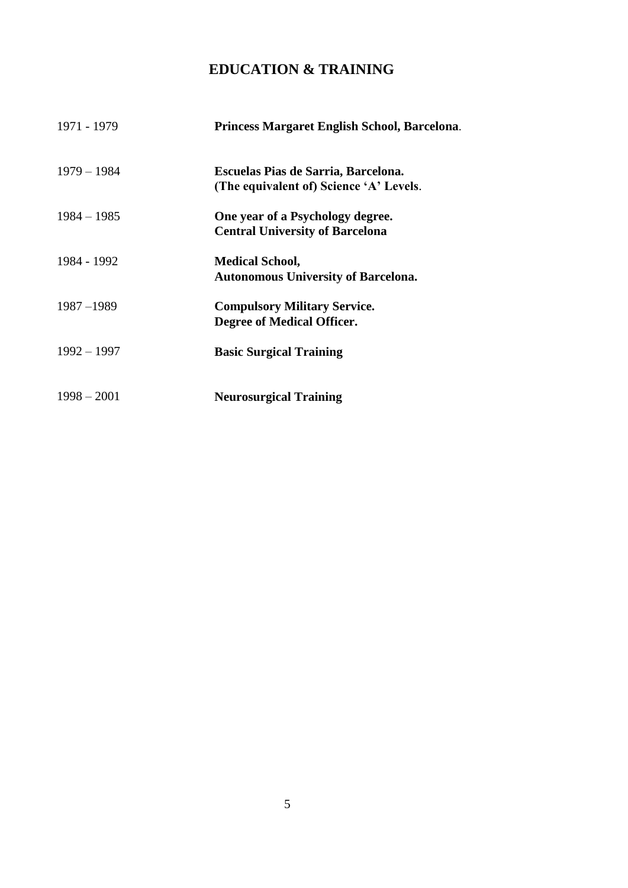# EDUCATION & TRAINING

| | |
|---|---|
| 1971 - 1979 | **Princess Margaret English School, Barcelona**. |
| 1979 – 1984 | **Escuelas Pias de Sarria, Barcelona.**<br>**(The equivalent of) Science 'A' Levels**. |
| 1984 – 1985 | **One year of a Psychology degree.**<br>**Central University of Barcelona** |
| 1984 - 1992 | **Medical School,**<br>**Autonomous University of Barcelona.** |
| 1987 –1989 | **Compulsory Military Service.**<br>**Degree of Medical Officer.** |
| 1992 – 1997 | **Basic Surgical Training** |
| 1998 – 2001 | **Neurosurgical Training** |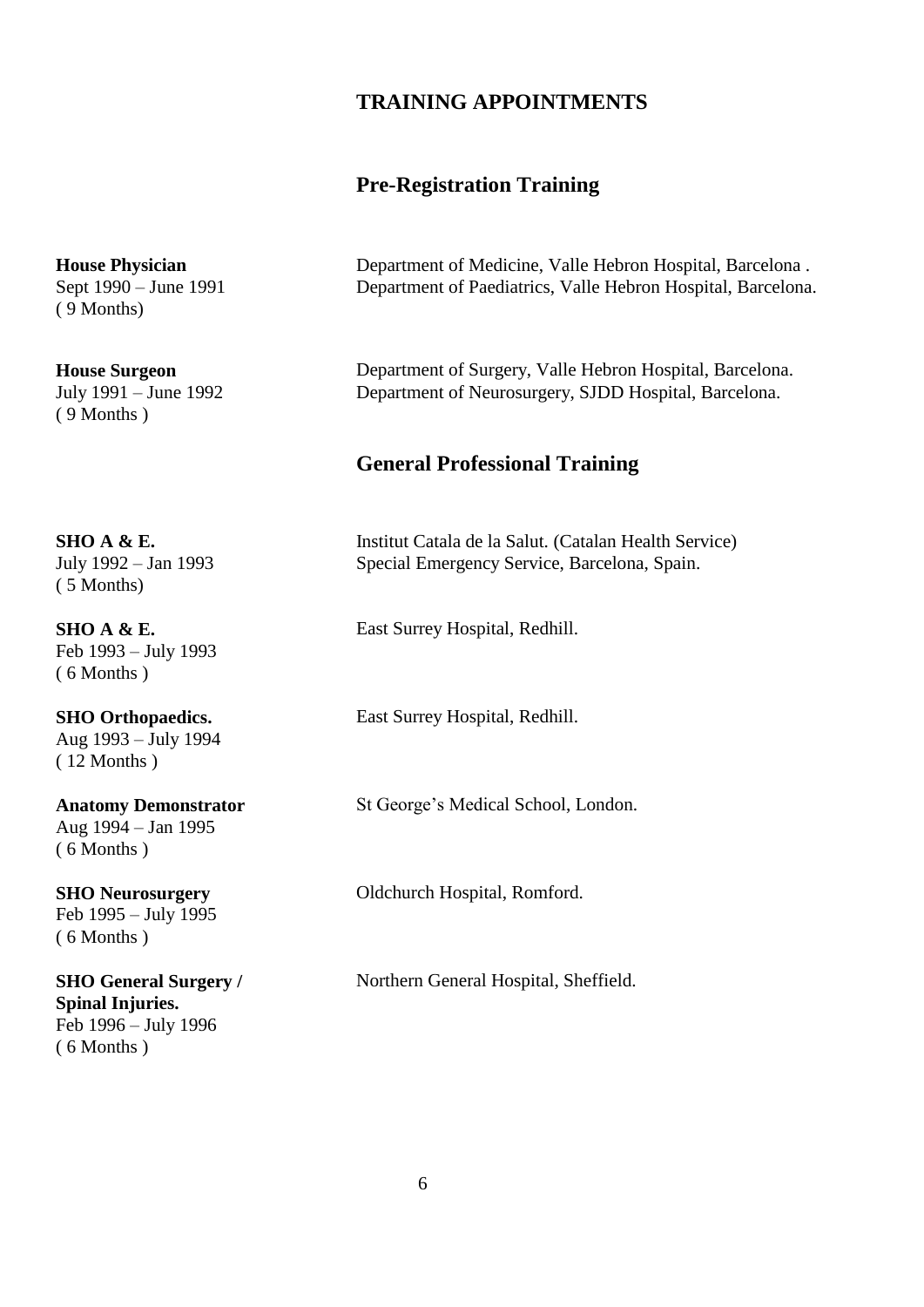## TRAINING APPOINTMENTS

### Pre-Registration Training

**House Physician**
Sept 1990 – June 1991
( 9 Months)

Department of Medicine, Valle Hebron Hospital, Barcelona .
Department of Paediatrics, Valle Hebron Hospital, Barcelona.

**House Surgeon**
July 1991 – June 1992
( 9 Months )

Department of Surgery, Valle Hebron Hospital, Barcelona.
Department of Neurosurgery, SJDD Hospital, Barcelona.

### General Professional Training

**SHO A & E.**
July 1992 – Jan 1993
( 5 Months)

Institut Catala de la Salut. (Catalan Health Service)
Special Emergency Service, Barcelona, Spain.

**SHO A & E.**
Feb 1993 – July 1993
( 6 Months )

East Surrey Hospital, Redhill.

**SHO Orthopaedics.**
Aug 1993 – July 1994
( 12 Months )

East Surrey Hospital, Redhill.

**Anatomy Demonstrator**
Aug 1994 – Jan 1995
( 6 Months )

St George's Medical School, London.

**SHO Neurosurgery**
Feb 1995 – July 1995
( 6 Months )

Oldchurch Hospital, Romford.

**SHO General Surgery / Spinal Injuries.**
Feb 1996 – July 1996
( 6 Months )

Northern General Hospital, Sheffield.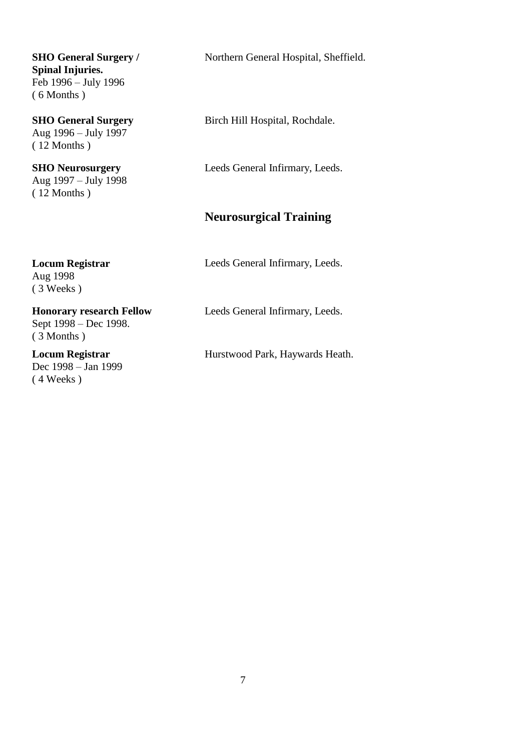**SHO General Surgery / Spinal Injuries.**
Feb 1996 – July 1996
( 6 Months )

Northern General Hospital, Sheffield.

**SHO General Surgery**
Aug 1996 – July 1997
( 12 Months )

Birch Hill Hospital, Rochdale.

**SHO Neurosurgery**
Aug 1997 – July 1998
( 12 Months )

Leeds General Infirmary, Leeds.

## Neurosurgical Training

**Locum Registrar**
Aug 1998
( 3 Weeks )

Leeds General Infirmary, Leeds.

**Honorary research Fellow**
Sept 1998 – Dec 1998.
( 3 Months )

Leeds General Infirmary, Leeds.

**Locum Registrar**
Dec 1998 – Jan 1999
( 4 Weeks )

Hurstwood Park, Haywards Heath.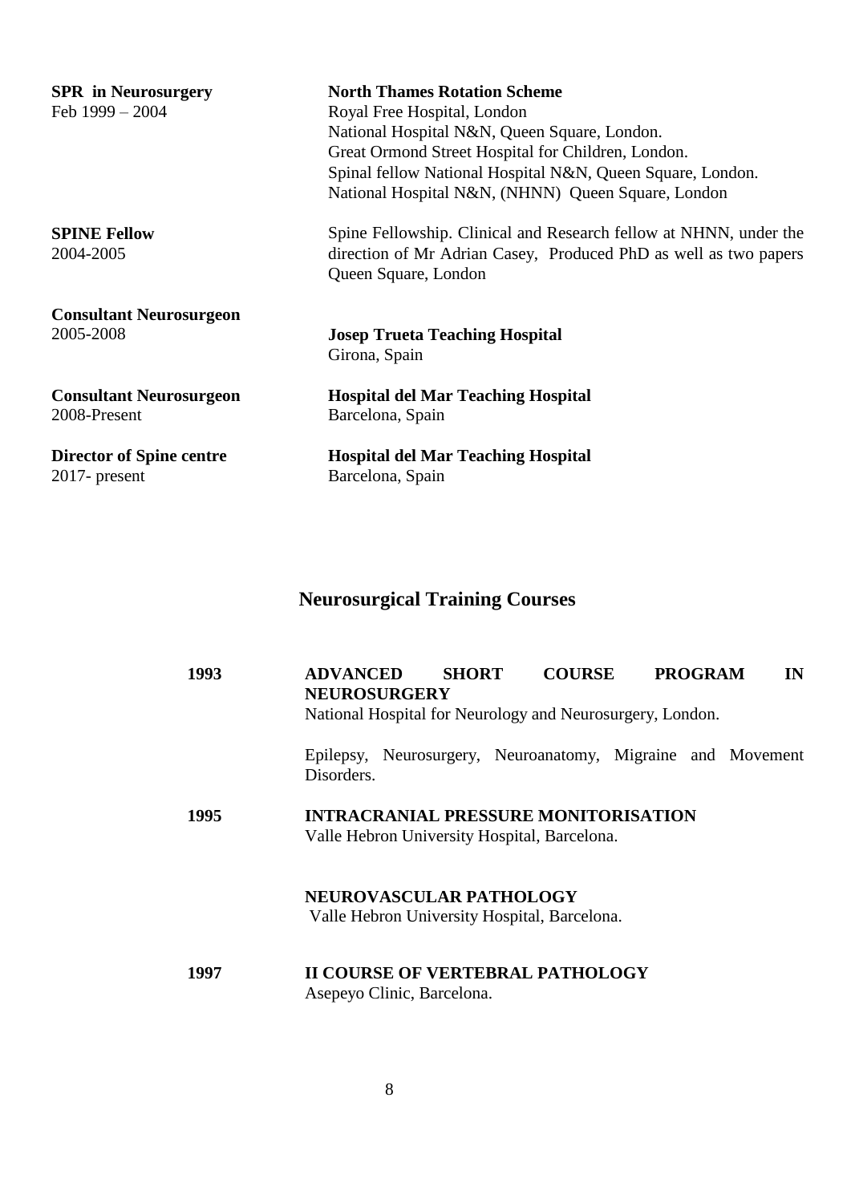**SPR in Neurosurgery**
Feb 1999 – 2004

**North Thames Rotation Scheme**
Royal Free Hospital, London
National Hospital N&N, Queen Square, London.
Great Ormond Street Hospital for Children, London.
Spinal fellow National Hospital N&N, Queen Square, London.
National Hospital N&N, (NHNN) Queen Square, London

**SPINE Fellow**
2004-2005

Spine Fellowship. Clinical and Research fellow at NHNN, under the direction of Mr Adrian Casey, Produced PhD as well as two papers Queen Square, London

**Consultant Neurosurgeon**
2005-2008

**Josep Trueta Teaching Hospital**
Girona, Spain

**Consultant Neurosurgeon**
2008-Present

**Hospital del Mar Teaching Hospital**
Barcelona, Spain

**Director of Spine centre**
2017- present

**Hospital del Mar Teaching Hospital**
Barcelona, Spain

## Neurosurgical Training Courses

**1993**

**ADVANCED SHORT COURSE PROGRAM IN NEUROSURGERY**
National Hospital for Neurology and Neurosurgery, London.

Epilepsy, Neurosurgery, Neuroanatomy, Migraine and Movement Disorders.

**1995**

**INTRACRANIAL PRESSURE MONITORISATION**
Valle Hebron University Hospital, Barcelona.

**NEUROVASCULAR PATHOLOGY**
Valle Hebron University Hospital, Barcelona.

**1997**

**II COURSE OF VERTEBRAL PATHOLOGY**
Asepeyo Clinic, Barcelona.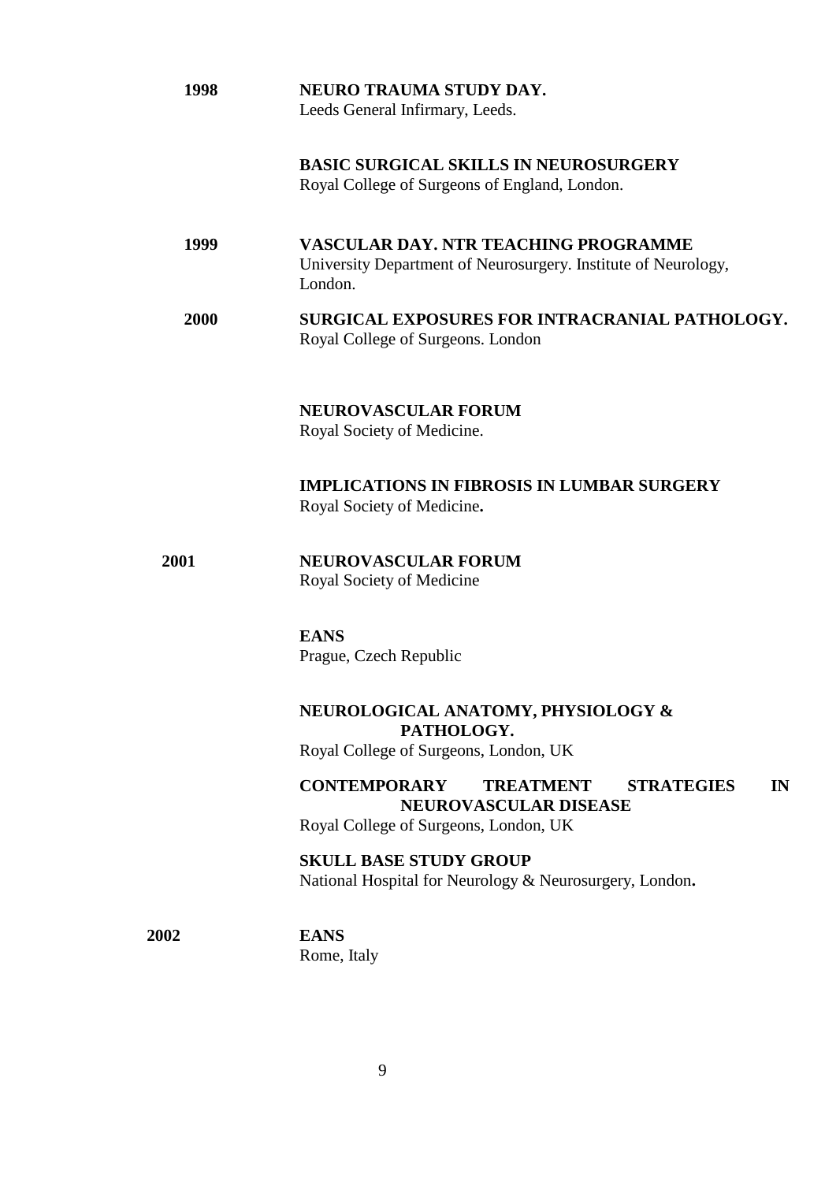**1998** **NEURO TRAUMA STUDY DAY.**
Leeds General Infirmary, Leeds.

**BASIC SURGICAL SKILLS IN NEUROSURGERY**
Royal College of Surgeons of England, London.

**1999** **VASCULAR DAY. NTR TEACHING PROGRAMME**
University Department of Neurosurgery. Institute of Neurology, London.

**2000** **SURGICAL EXPOSURES FOR INTRACRANIAL PATHOLOGY.**
Royal College of Surgeons. London

**NEUROVASCULAR FORUM**
Royal Society of Medicine.

**IMPLICATIONS IN FIBROSIS IN LUMBAR SURGERY**
Royal Society of Medicine**.**

**2001** **NEUROVASCULAR FORUM**
Royal Society of Medicine

**EANS**
Prague, Czech Republic

**NEUROLOGICAL ANATOMY, PHYSIOLOGY & PATHOLOGY.**
Royal College of Surgeons, London, UK

**CONTEMPORARY TREATMENT STRATEGIES IN NEUROVASCULAR DISEASE**
Royal College of Surgeons, London, UK

**SKULL BASE STUDY GROUP**
National Hospital for Neurology & Neurosurgery, London**.**

**2002** **EANS**
Rome, Italy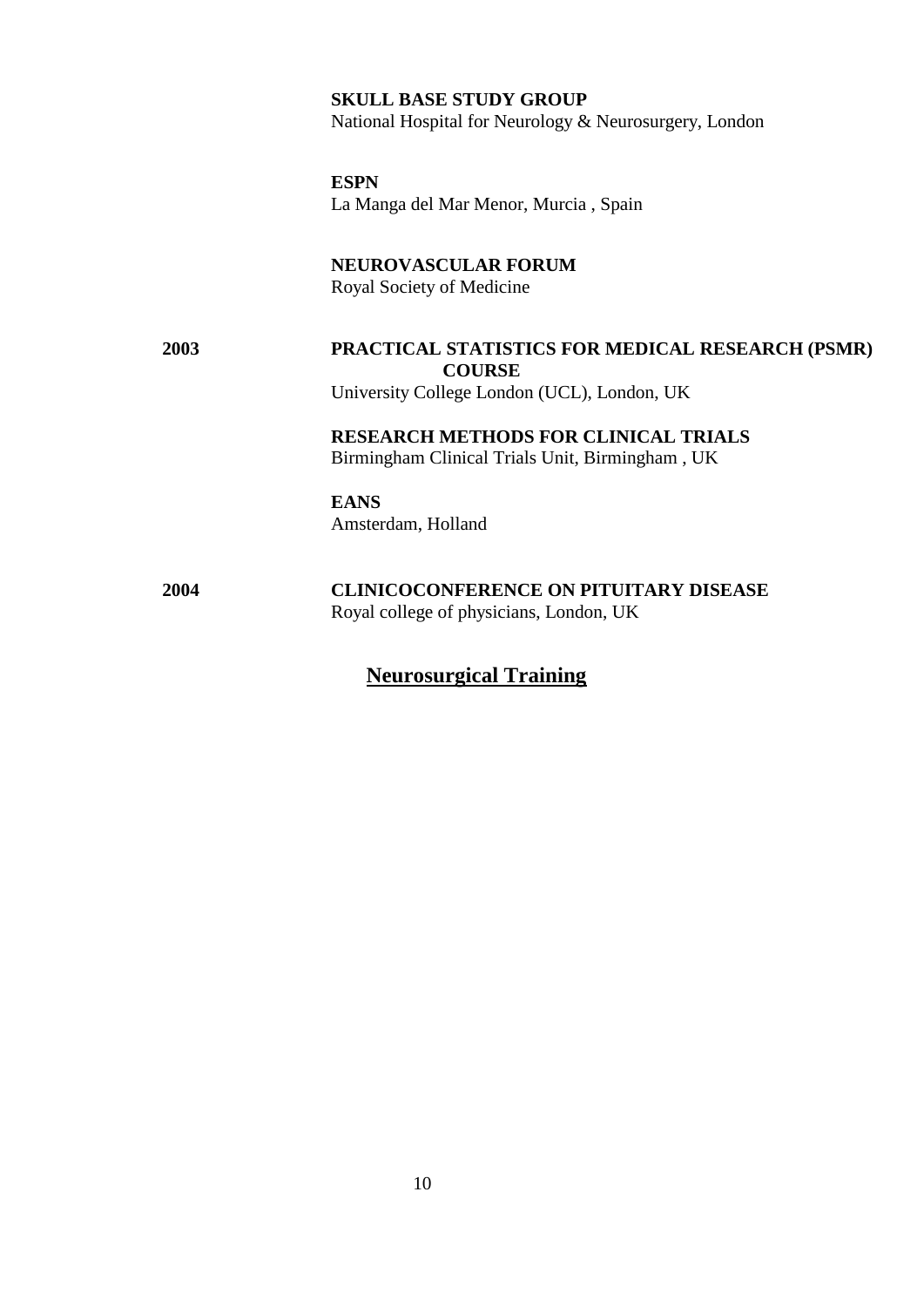**SKULL BASE STUDY GROUP**
National Hospital for Neurology & Neurosurgery, London

**ESPN**
La Manga del Mar Menor, Murcia , Spain

**NEUROVASCULAR FORUM**
Royal Society of Medicine

**2003** **PRACTICAL STATISTICS FOR MEDICAL RESEARCH (PSMR) COURSE**
University College London (UCL), London, UK

**RESEARCH METHODS FOR CLINICAL TRIALS**
Birmingham Clinical Trials Unit, Birmingham , UK

**EANS**
Amsterdam, Holland

**2004** **CLINICOCONFERENCE ON PITUITARY DISEASE**
Royal college of physicians, London, UK

## Neurosurgical Training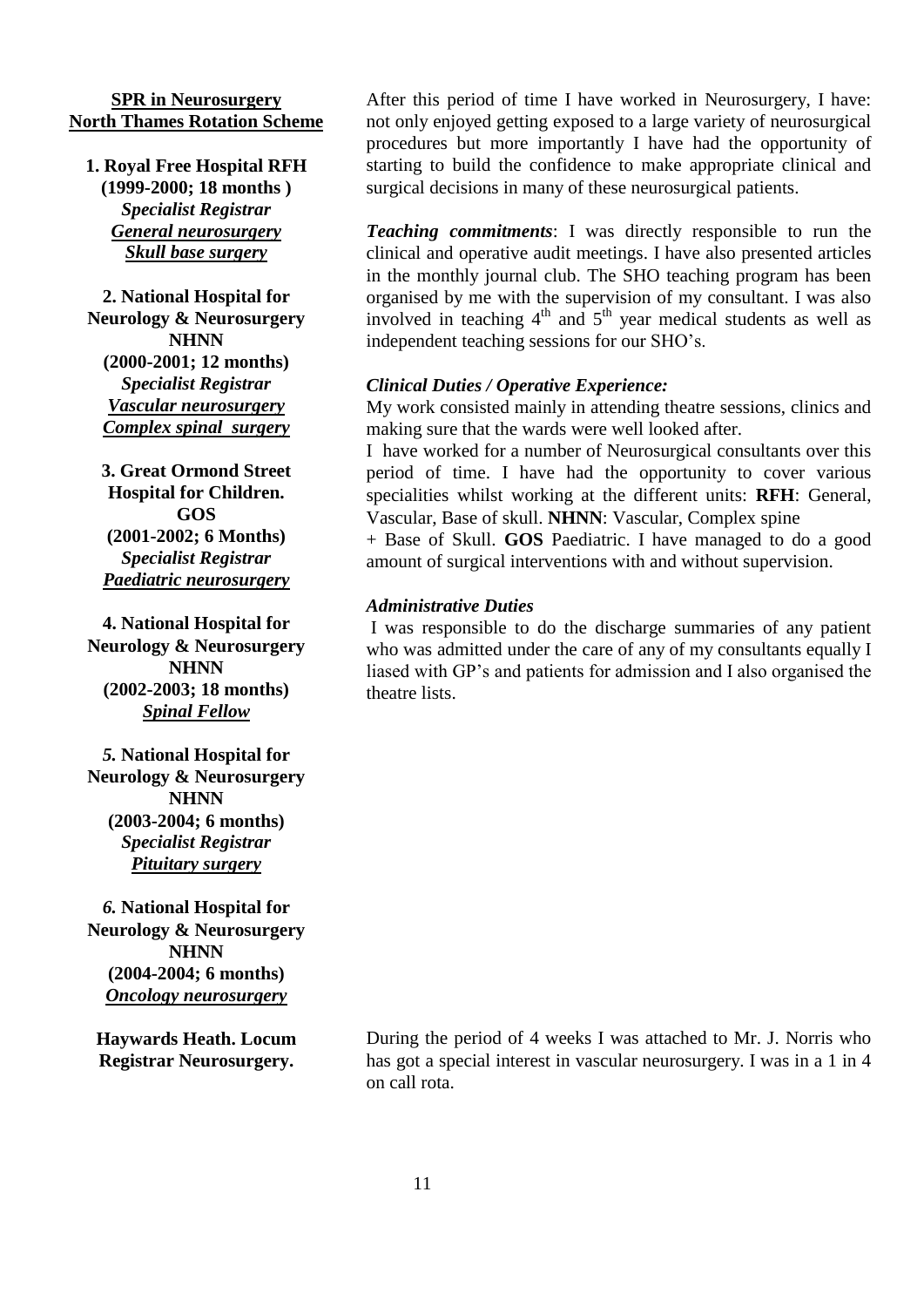**<u>SPR in Neurosurgery</u>**
**<u>North Thames Rotation Scheme</u>**

**1. Royal Free Hospital RFH**
**(1999-2000; 18 months )**
***Specialist Registrar***
***<u>General neurosurgery</u>***
***<u>Skull base surgery</u>***

**2. National Hospital for Neurology & Neurosurgery NHNN**
**(2000-2001; 12 months)**
***Specialist Registrar***
***<u>Vascular neurosurgery</u>***
***<u>Complex spinal surgery</u>***

**3. Great Ormond Street Hospital for Children. GOS**
**(2001-2002; 6 Months)**
***Specialist Registrar***
***<u>Paediatric neurosurgery</u>***

**4. National Hospital for Neurology & Neurosurgery NHNN**
**(2002-2003; 18 months)**
***<u>Spinal Fellow</u>***

***5.* National Hospital for Neurology & Neurosurgery NHNN**
**(2003-2004; 6 months)**
***Specialist Registrar***
***<u>Pituitary surgery</u>***

***6.* National Hospital for Neurology & Neurosurgery NHNN**
**(2004-2004; 6 months)**
***<u>Oncology neurosurgery</u>***

After this period of time I have worked in Neurosurgery, I have: not only enjoyed getting exposed to a large variety of neurosurgical procedures but more importantly I have had the opportunity of starting to build the confidence to make appropriate clinical and surgical decisions in many of these neurosurgical patients.

***Teaching commitments***: I was directly responsible to run the clinical and operative audit meetings. I have also presented articles in the monthly journal club. The SHO teaching program has been organised by me with the supervision of my consultant. I was also involved in teaching 4th and 5th year medical students as well as independent teaching sessions for our SHO's.

***Clinical Duties / Operative Experience:***
My work consisted mainly in attending theatre sessions, clinics and making sure that the wards were well looked after.
I have worked for a number of Neurosurgical consultants over this period of time. I have had the opportunity to cover various specialities whilst working at the different units: **RFH**: General, Vascular, Base of skull. **NHNN**: Vascular, Complex spine + Base of Skull. **GOS** Paediatric. I have managed to do a good amount of surgical interventions with and without supervision.

***Administrative Duties***
I was responsible to do the discharge summaries of any patient who was admitted under the care of any of my consultants equally I liased with GP's and patients for admission and I also organised the theatre lists.

**Haywards Heath. Locum Registrar Neurosurgery.**

During the period of 4 weeks I was attached to Mr. J. Norris who has got a special interest in vascular neurosurgery. I was in a 1 in 4 on call rota.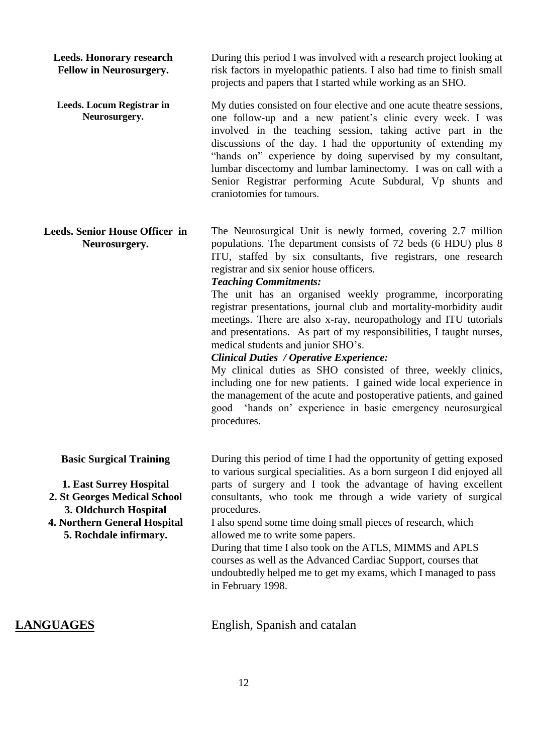**Leeds. Honorary research Fellow in Neurosurgery.**

During this period I was involved with a research project looking at risk factors in myelopathic patients. I also had time to finish small projects and papers that I started while working as an SHO.

**Leeds. Locum Registrar in Neurosurgery.**

My duties consisted on four elective and one acute theatre sessions, one follow-up and a new patient's clinic every week. I was involved in the teaching session, taking active part in the discussions of the day. I had the opportunity of extending my "hands on" experience by doing supervised by my consultant, lumbar discectomy and lumbar laminectomy. I was on call with a Senior Registrar performing Acute Subdural, Vp shunts and craniotomies for tumours.

**Leeds. Senior House Officer in Neurosurgery.**

The Neurosurgical Unit is newly formed, covering 2.7 million populations. The department consists of 72 beds (6 HDU) plus 8 ITU, staffed by six consultants, five registrars, one research registrar and six senior house officers.

***Teaching Commitments:***

The unit has an organised weekly programme, incorporating registrar presentations, journal club and mortality-morbidity audit meetings. There are also x-ray, neuropathology and ITU tutorials and presentations. As part of my responsibilities, I taught nurses, medical students and junior SHO's.

***Clinical Duties / Operative Experience:***

My clinical duties as SHO consisted of three, weekly clinics, including one for new patients. I gained wide local experience in the management of the acute and postoperative patients, and gained good 'hands on' experience in basic emergency neurosurgical procedures.

**Basic Surgical Training**

1. **East Surrey Hospital**
2. **St Georges Medical School**
3. **Oldchurch Hospital**
4. **Northern General Hospital**
5. **Rochdale infirmary.**

During this period of time I had the opportunity of getting exposed to various surgical specialities. As a born surgeon I did enjoyed all parts of surgery and I took the advantage of having excellent consultants, who took me through a wide variety of surgical procedures.

I also spend some time doing small pieces of research, which allowed me to write some papers.

During that time I also took on the ATLS, MIMMS and APLS courses as well as the Advanced Cardiac Support, courses that undoubtedly helped me to get my exams, which I managed to pass in February 1998.

## LANGUAGES

English, Spanish and catalan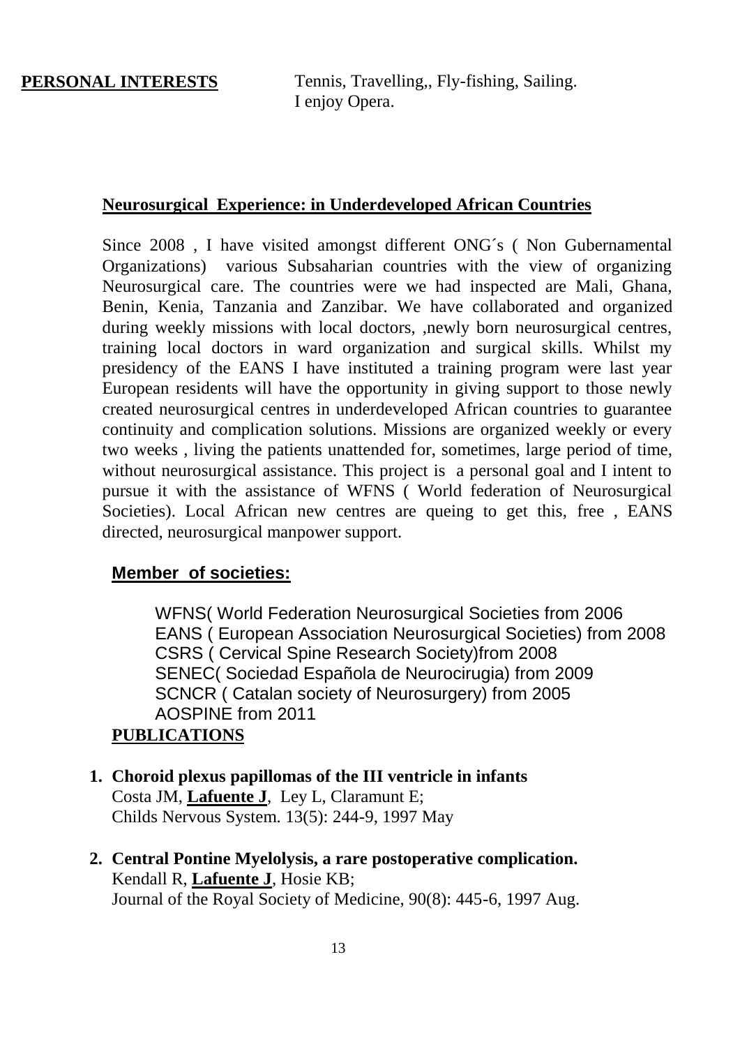**PERSONAL INTERESTS** Tennis, Travelling,, Fly-fishing, Sailing.
I enjoy Opera.

## Neurosurgical Experience: in Underdeveloped African Countries

Since 2008 , I have visited amongst different ONG´s ( Non Gubernamental Organizations) various Subsaharian countries with the view of organizing Neurosurgical care. The countries were we had inspected are Mali, Ghana, Benin, Kenia, Tanzania and Zanzibar. We have collaborated and organized during weekly missions with local doctors, ,newly born neurosurgical centres, training local doctors in ward organization and surgical skills. Whilst my presidency of the EANS I have instituted a training program were last year European residents will have the opportunity in giving support to those newly created neurosurgical centres in underdeveloped African countries to guarantee continuity and complication solutions. Missions are organized weekly or every two weeks , living the patients unattended for, sometimes, large period of time, without neurosurgical assistance. This project is a personal goal and I intent to pursue it with the assistance of WFNS ( World federation of Neurosurgical Societies). Local African new centres are queing to get this, free , EANS directed, neurosurgical manpower support.

## Member of societies:

WFNS( World Federation Neurosurgical Societies from 2006
EANS ( European Association Neurosurgical Societies) from 2008
CSRS ( Cervical Spine Research Society)from 2008
SENEC( Sociedad Española de Neurocirugia) from 2009
SCNCR ( Catalan society of Neurosurgery) from 2005
AOSPINE from 2011

## PUBLICATIONS

1. **Choroid plexus papillomas of the III ventricle in infants**
   Costa JM, **Lafuente J**, Ley L, Claramunt E;
   Childs Nervous System. 13(5): 244-9, 1997 May

2. **Central Pontine Myelolysis, a rare postoperative complication.**
   Kendall R, **Lafuente J**, Hosie KB;
   Journal of the Royal Society of Medicine, 90(8): 445-6, 1997 Aug.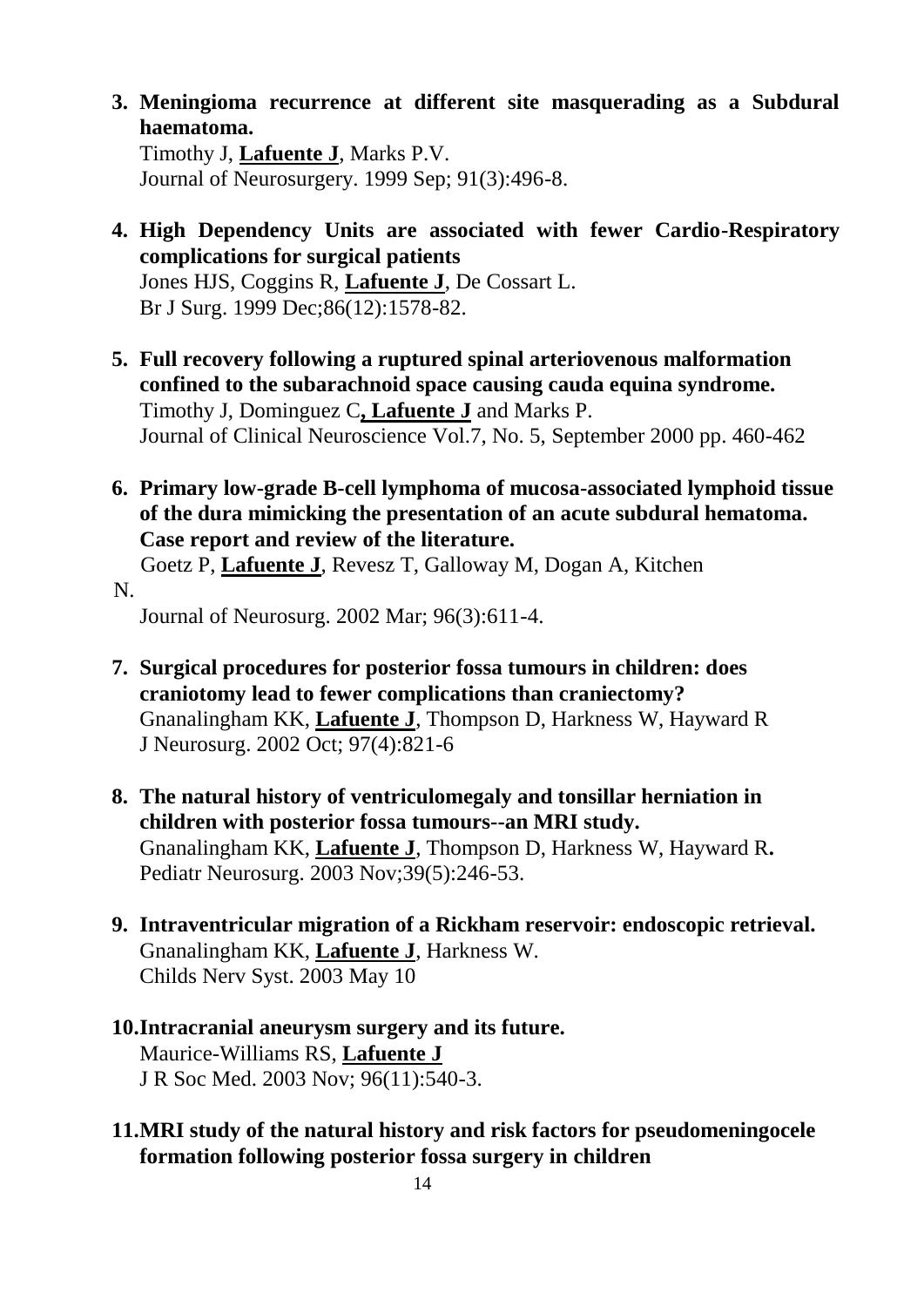3. **Meningioma recurrence at different site masquerading as a Subdural haematoma.**
   Timothy J, **Lafuente J**, Marks P.V.
   Journal of Neurosurgery. 1999 Sep; 91(3):496-8.

4. **High Dependency Units are associated with fewer Cardio-Respiratory complications for surgical patients**
   Jones HJS, Coggins R, **Lafuente J**, De Cossart L.
   Br J Surg. 1999 Dec;86(12):1578-82.

5. **Full recovery following a ruptured spinal arteriovenous malformation confined to the subarachnoid space causing cauda equina syndrome.**
   Timothy J, Dominguez C**, Lafuente J** and Marks P.
   Journal of Clinical Neuroscience Vol.7, No. 5, September 2000 pp. 460-462

6. **Primary low-grade B-cell lymphoma of mucosa-associated lymphoid tissue of the dura mimicking the presentation of an acute subdural hematoma. Case report and review of the literature.**
   Goetz P, **Lafuente J**, Revesz T, Galloway M, Dogan A, Kitchen N.
   Journal of Neurosurg. 2002 Mar; 96(3):611-4.

7. **Surgical procedures for posterior fossa tumours in children: does craniotomy lead to fewer complications than craniectomy?**
   Gnanalingham KK, **Lafuente J**, Thompson D, Harkness W, Hayward R
   J Neurosurg. 2002 Oct; 97(4):821-6

8. **The natural history of ventriculomegaly and tonsillar herniation in children with posterior fossa tumours--an MRI study.**
   Gnanalingham KK, **Lafuente J**, Thompson D, Harkness W, Hayward R**.**
   Pediatr Neurosurg. 2003 Nov;39(5):246-53.

9. **Intraventricular migration of a Rickham reservoir: endoscopic retrieval.**
   Gnanalingham KK, **Lafuente J**, Harkness W.
   Childs Nerv Syst. 2003 May 10

10. **Intracranial aneurysm surgery and its future.**
    Maurice-Williams RS, **Lafuente J**
    J R Soc Med. 2003 Nov; 96(11):540-3.

11. **MRI study of the natural history and risk factors for pseudomeningocele formation following posterior fossa surgery in children**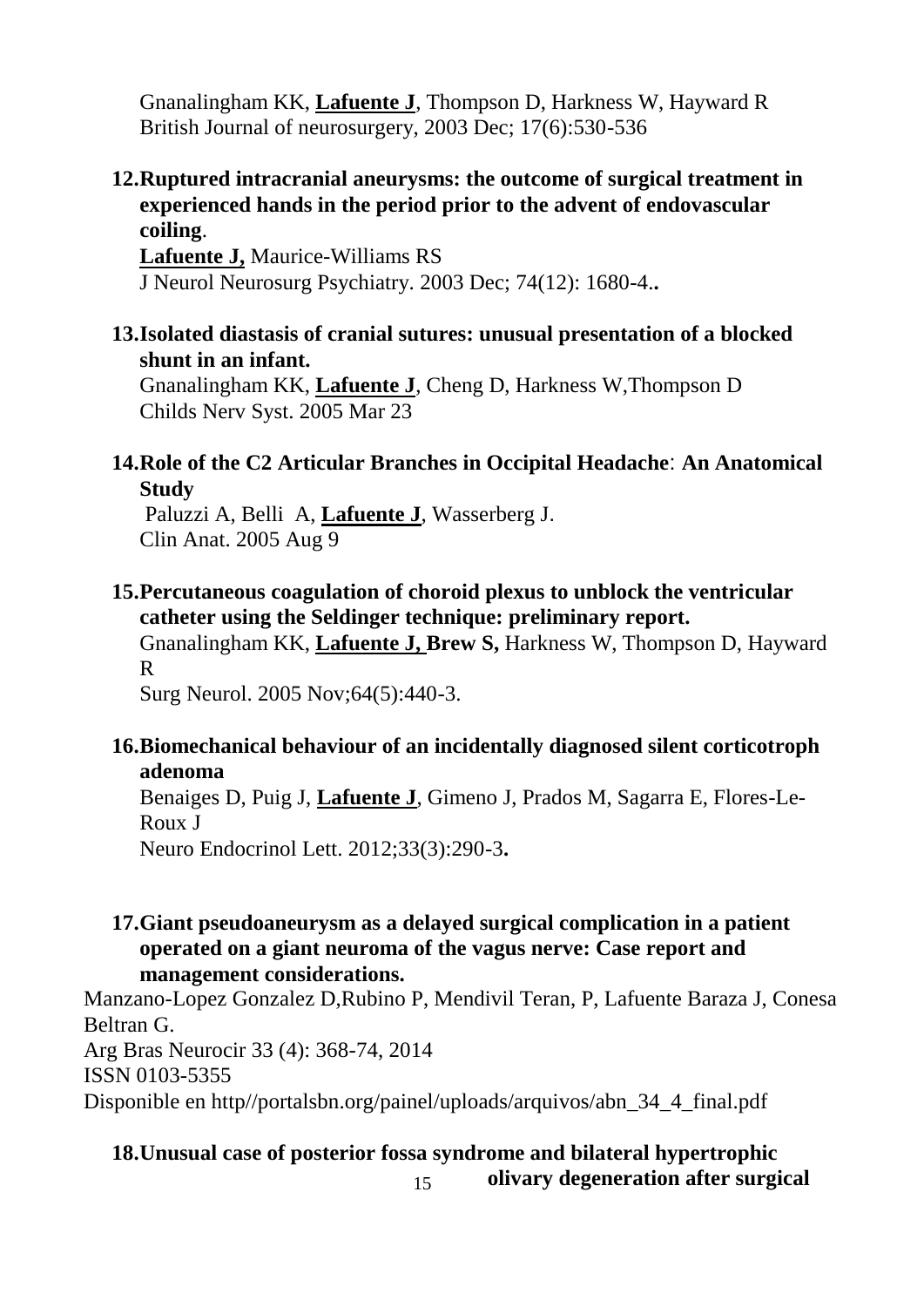Gnanalingham KK, **Lafuente J**, Thompson D, Harkness W, Hayward R
British Journal of neurosurgery, 2003 Dec; 17(6):530-536

12. **Ruptured intracranial aneurysms: the outcome of surgical treatment in experienced hands in the period prior to the advent of endovascular coiling**.
    **Lafuente J,** Maurice-Williams RS
    J Neurol Neurosurg Psychiatry. 2003 Dec; 74(12): 1680-4.**.**

13. **Isolated diastasis of cranial sutures: unusual presentation of a blocked shunt in an infant.**
    Gnanalingham KK, **Lafuente J**, Cheng D, Harkness W,Thompson D
    Childs Nerv Syst. 2005 Mar 23

14. **Role of the C2 Articular Branches in Occipital Headache**: **An Anatomical Study**
    Paluzzi A, Belli A, **Lafuente J**, Wasserberg J.
    Clin Anat. 2005 Aug 9

15. **Percutaneous coagulation of choroid plexus to unblock the ventricular catheter using the Seldinger technique: preliminary report.**
    Gnanalingham KK, **Lafuente J, Brew S,** Harkness W, Thompson D, Hayward R
    Surg Neurol. 2005 Nov;64(5):440-3.

16. **Biomechanical behaviour of an incidentally diagnosed silent corticotroph adenoma**
    Benaiges D, Puig J, **Lafuente J**, Gimeno J, Prados M, Sagarra E, Flores-Le-Roux J
    Neuro Endocrinol Lett. 2012;33(3):290-3**.**

17. **Giant pseudoaneurysm as a delayed surgical complication in a patient operated on a giant neuroma of the vagus nerve: Case report and management considerations.**

Manzano-Lopez Gonzalez D,Rubino P, Mendivil Teran, P, Lafuente Baraza J, Conesa Beltran G.
Arg Bras Neurocir 33 (4): 368-74, 2014
ISSN 0103-5355
Disponible en http//portalsbn.org/painel/uploads/arquivos/abn_34_4_final.pdf

18. **Unusual case of posterior fossa syndrome and bilateral hypertrophic olivary degeneration after surgical**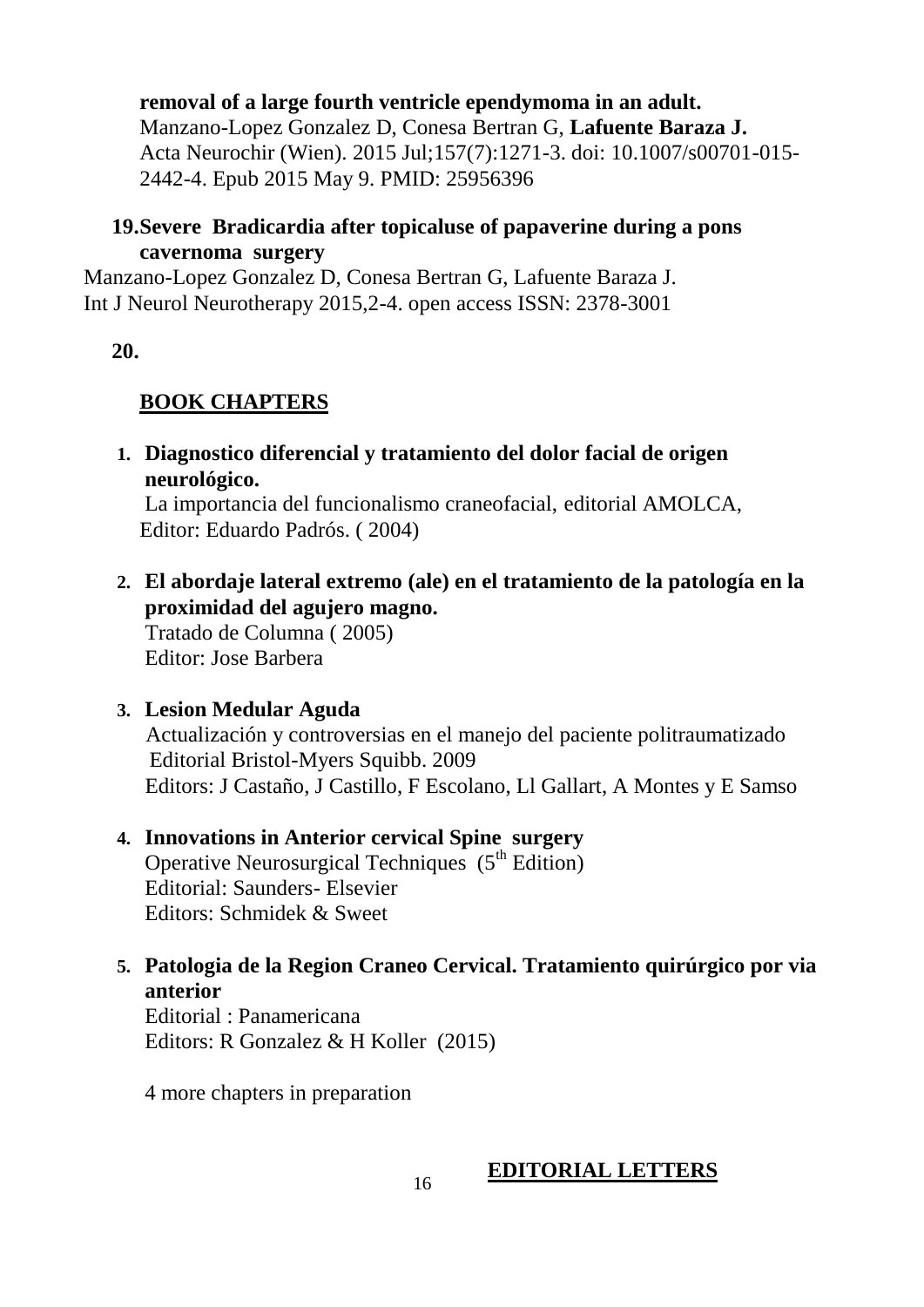**removal of a large fourth ventricle ependymoma in an adult.**
Manzano-Lopez Gonzalez D, Conesa Bertran G, **Lafuente Baraza J.**
Acta Neurochir (Wien). 2015 Jul;157(7):1271-3. doi: 10.1007/s00701-015-2442-4. Epub 2015 May 9. PMID: 25956396

19. **Severe Bradicardia after topicaluse of papaverine during a pons cavernoma surgery**
Manzano-Lopez Gonzalez D, Conesa Bertran G, Lafuente Baraza J.
Int J Neurol Neurotherapy 2015,2-4. open access ISSN: 2378-3001

20.

## BOOK CHAPTERS

1. **Diagnostico diferencial y tratamiento del dolor facial de origen neurológico.**
   La importancia del funcionalismo craneofacial, editorial AMOLCA,
   Editor: Eduardo Padrós. ( 2004)

2. **El abordaje lateral extremo (ale) en el tratamiento de la patología en la proximidad del agujero magno.**
   Tratado de Columna ( 2005)
   Editor: Jose Barbera

3. **Lesion Medular Aguda**
   Actualización y controversias en el manejo del paciente politraumatizado
   Editorial Bristol-Myers Squibb. 2009
   Editors: J Castaño, J Castillo, F Escolano, Ll Gallart, A Montes y E Samso

4. **Innovations in Anterior cervical Spine surgery**
   Operative Neurosurgical Techniques ($5^{th}$ Edition)
   Editorial: Saunders- Elsevier
   Editors: Schmidek & Sweet

5. **Patologia de la Region Craneo Cervical. Tratamiento quirúrgico por via anterior**
   Editorial : Panamericana
   Editors: R Gonzalez & H Koller (2015)

   4 more chapters in preparation

## EDITORIAL LETTERS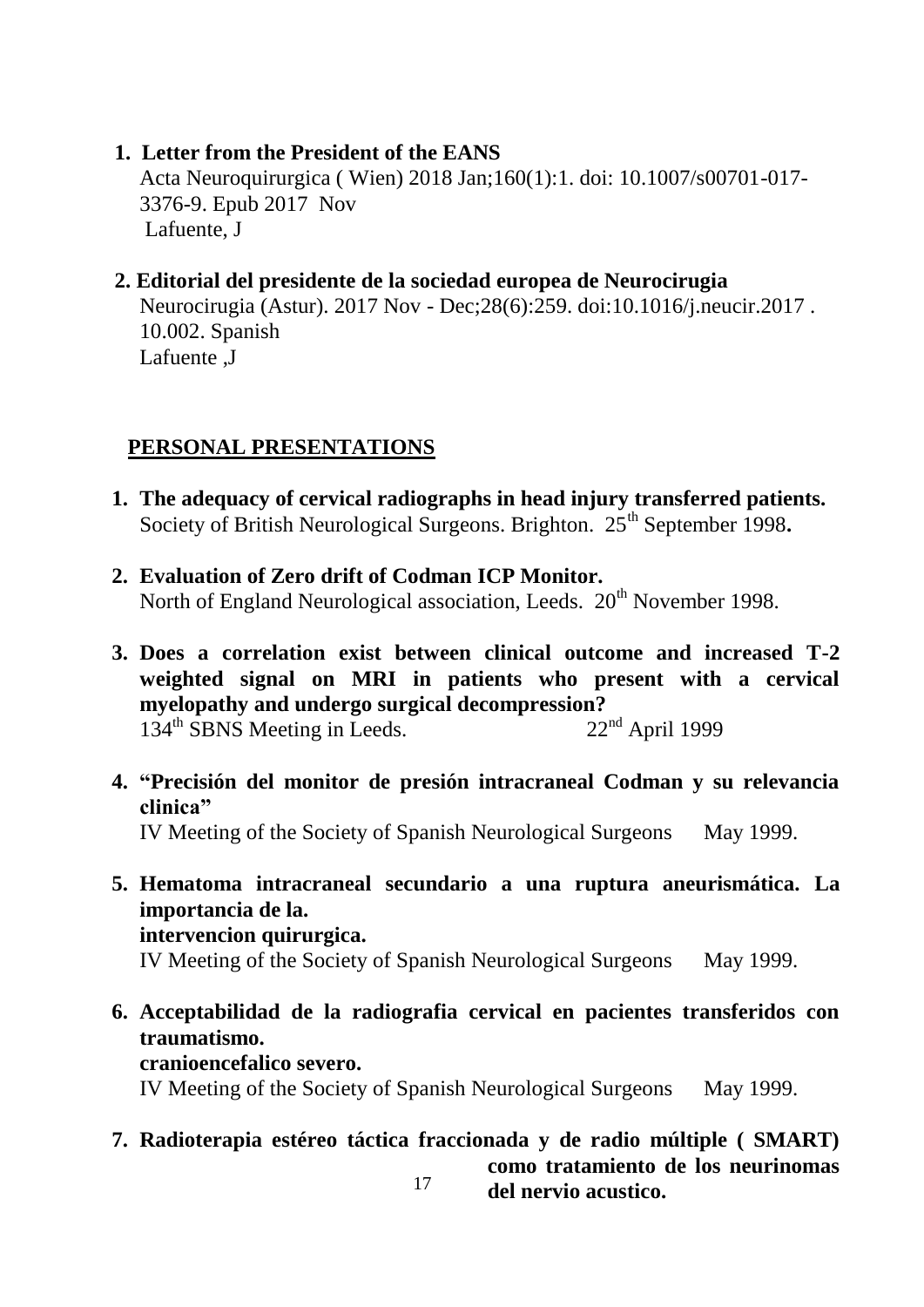1. **Letter from the President of the EANS**
   Acta Neuroquirurgica ( Wien) 2018 Jan;160(1):1. doi: 10.1007/s00701-017-3376-9. Epub 2017 Nov
   Lafuente, J

2. **Editorial del presidente de la sociedad europea de Neurocirugia**
   Neurocirugia (Astur). 2017 Nov - Dec;28(6):259. doi:10.1016/j.neucir.2017 . 10.002. Spanish
   Lafuente ,J

## PERSONAL PRESENTATIONS

1. **The adequacy of cervical radiographs in head injury transferred patients.**
   Society of British Neurological Surgeons. Brighton. 25th September 1998**.**

2. **Evaluation of Zero drift of Codman ICP Monitor.**
   North of England Neurological association, Leeds. 20th November 1998.

3. **Does a correlation exist between clinical outcome and increased T-2 weighted signal on MRI in patients who present with a cervical myelopathy and undergo surgical decompression?**
   134th SBNS Meeting in Leeds. 22nd April 1999

4. **"Precisión del monitor de presión intracraneal Codman y su relevancia clinica"**
   IV Meeting of the Society of Spanish Neurological Surgeons May 1999.

5. **Hematoma intracraneal secundario a una ruptura aneurismática. La importancia de la.**
   **intervencion quirurgica.**
   IV Meeting of the Society of Spanish Neurological Surgeons May 1999.

6. **Acceptabilidad de la radiografia cervical en pacientes transferidos con traumatismo.**
   **cranioencefalico severo.**
   IV Meeting of the Society of Spanish Neurological Surgeons May 1999.

7. **Radioterapia estéreo táctica fraccionada y de radio múltiple ( SMART) como tratamiento de los neurinomas del nervio acustico.**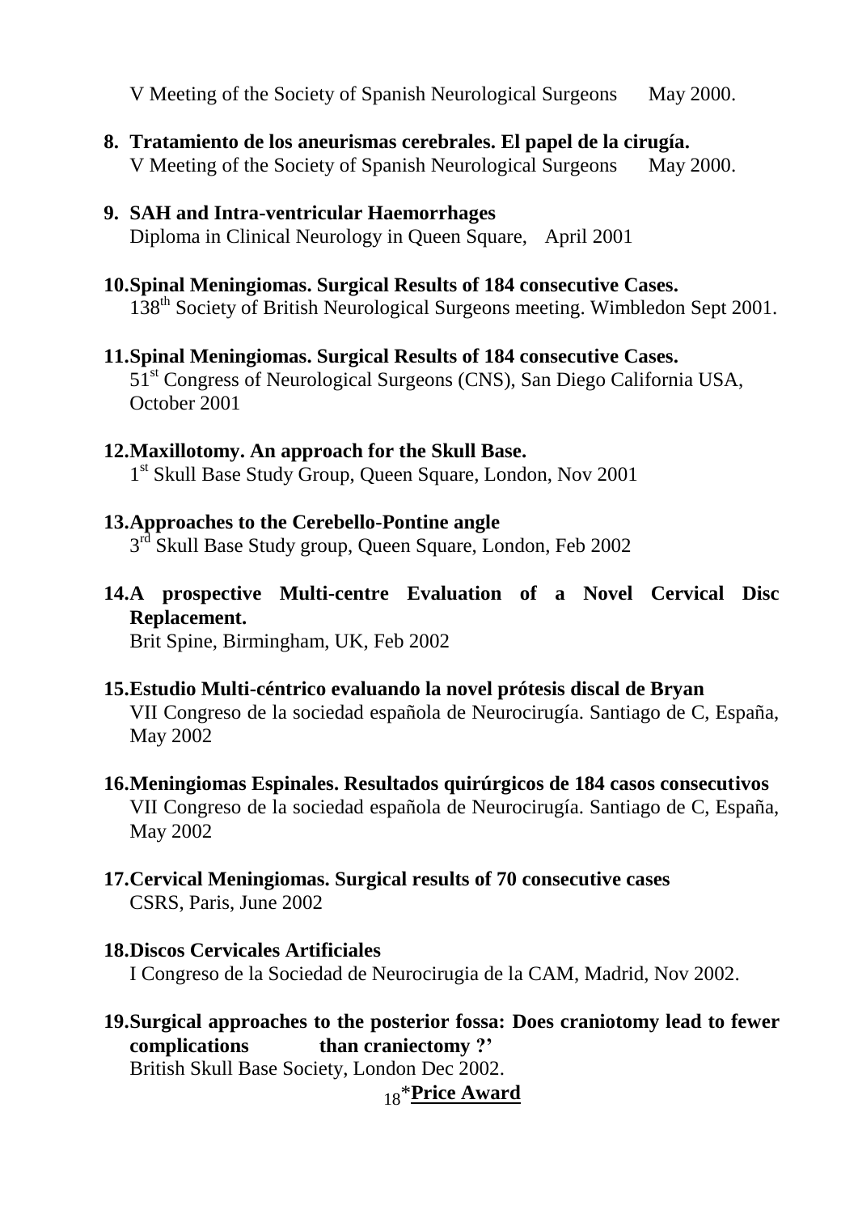V Meeting of the Society of Spanish Neurological Surgeons May 2000.

8. **Tratamiento de los aneurismas cerebrales. El papel de la cirugía.**
   V Meeting of the Society of Spanish Neurological Surgeons May 2000.

9. **SAH and Intra-ventricular Haemorrhages**
   Diploma in Clinical Neurology in Queen Square, April 2001

10. **Spinal Meningiomas. Surgical Results of 184 consecutive Cases.**
    138th Society of British Neurological Surgeons meeting. Wimbledon Sept 2001.

11. **Spinal Meningiomas. Surgical Results of 184 consecutive Cases.**
    51st Congress of Neurological Surgeons (CNS), San Diego California USA, October 2001

12. **Maxillotomy. An approach for the Skull Base.**
    1st Skull Base Study Group, Queen Square, London, Nov 2001

13. **Approaches to the Cerebello-Pontine angle**
    3rd Skull Base Study group, Queen Square, London, Feb 2002

14. **A prospective Multi-centre Evaluation of a Novel Cervical Disc Replacement.**
    Brit Spine, Birmingham, UK, Feb 2002

15. **Estudio Multi-céntrico evaluando la novel prótesis discal de Bryan**
    VII Congreso de la sociedad española de Neurocirugía. Santiago de C, España, May 2002

16. **Meningiomas Espinales. Resultados quirúrgicos de 184 casos consecutivos**
    VII Congreso de la sociedad española de Neurocirugía. Santiago de C, España, May 2002

17. **Cervical Meningiomas. Surgical results of 70 consecutive cases**
    CSRS, Paris, June 2002

18. **Discos Cervicales Artificiales**
    I Congreso de la Sociedad de Neurocirugia de la CAM, Madrid, Nov 2002.

19. **Surgical approaches to the posterior fossa: Does craniotomy lead to fewer complications than craniectomy ?'**
    British Skull Base Society, London Dec 2002.
    ***Price Award**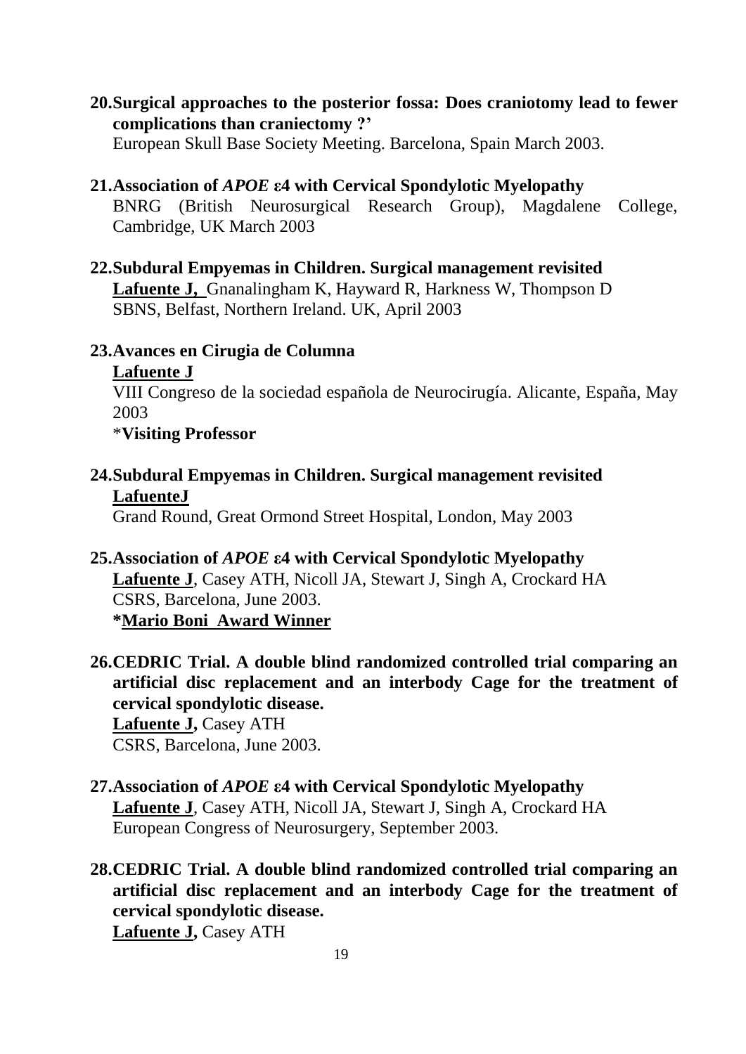20. **Surgical approaches to the posterior fossa: Does craniotomy lead to fewer complications than craniectomy ?'**
    European Skull Base Society Meeting. Barcelona, Spain March 2003.

21. **Association of *APOE* ε4 with Cervical Spondylotic Myelopathy**
    BNRG (British Neurosurgical Research Group), Magdalene College, Cambridge, UK March 2003

22. **Subdural Empyemas in Children. Surgical management revisited**
    **Lafuente J,** Gnanalingham K, Hayward R, Harkness W, Thompson D
    SBNS, Belfast, Northern Ireland. UK, April 2003

23. **Avances en Cirugia de Columna**
    **Lafuente J**
    VIII Congreso de la sociedad española de Neurocirugía. Alicante, España, May 2003
    ***Visiting Professor**

24. **Subdural Empyemas in Children. Surgical management revisited**
    **LafuenteJ**
    Grand Round, Great Ormond Street Hospital, London, May 2003

25. **Association of *APOE* ε4 with Cervical Spondylotic Myelopathy**
    **Lafuente J**, Casey ATH, Nicoll JA, Stewart J, Singh A, Crockard HA
    CSRS, Barcelona, June 2003.
    ***Mario Boni Award Winner**

26. **CEDRIC Trial. A double blind randomized controlled trial comparing an artificial disc replacement and an interbody Cage for the treatment of cervical spondylotic disease.**
    **Lafuente J,** Casey ATH
    CSRS, Barcelona, June 2003.

27. **Association of *APOE* ε4 with Cervical Spondylotic Myelopathy**
    **Lafuente J**, Casey ATH, Nicoll JA, Stewart J, Singh A, Crockard HA
    European Congress of Neurosurgery, September 2003.

28. **CEDRIC Trial. A double blind randomized controlled trial comparing an artificial disc replacement and an interbody Cage for the treatment of cervical spondylotic disease.**
    **Lafuente J,** Casey ATH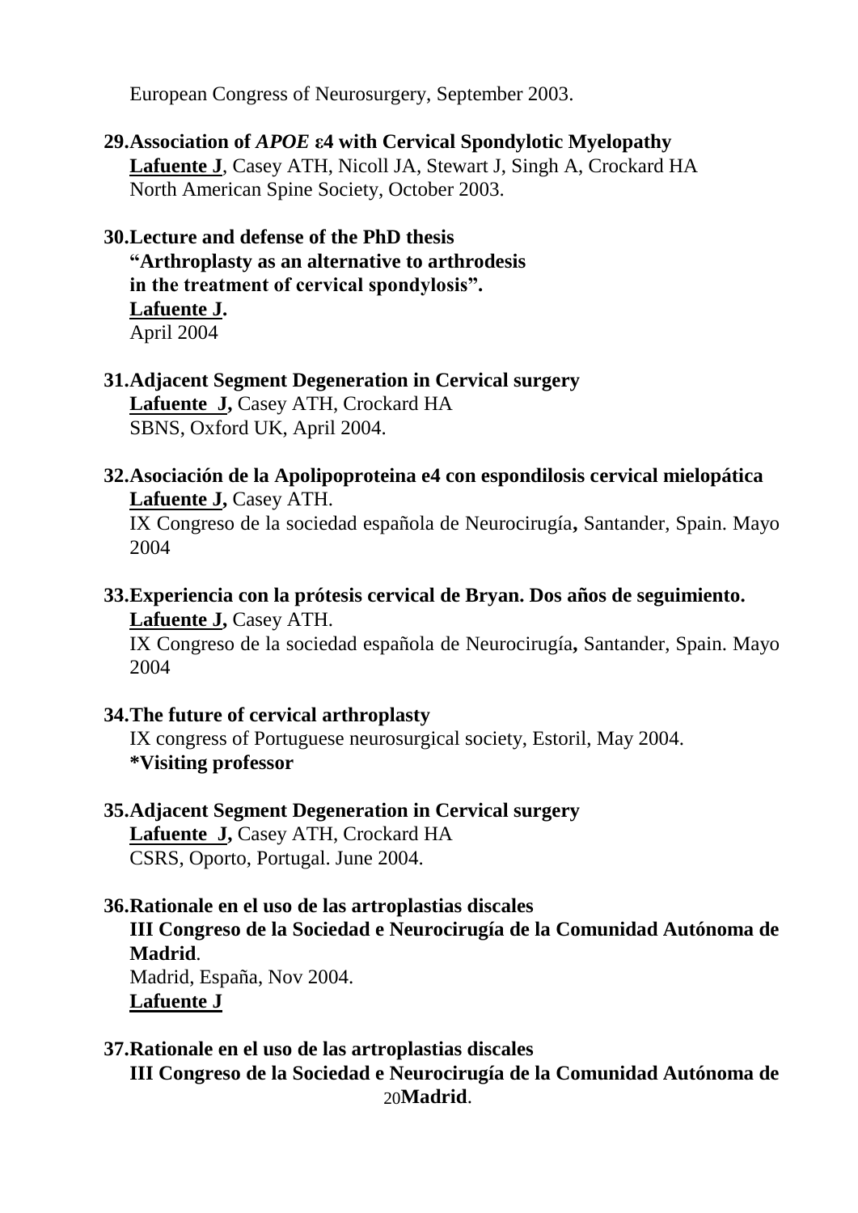European Congress of Neurosurgery, September 2003.

29. **Association of *APOE* ε4 with Cervical Spondylotic Myelopathy**
**Lafuente J**, Casey ATH, Nicoll JA, Stewart J, Singh A, Crockard HA
North American Spine Society, October 2003.

30. **Lecture and defense of the PhD thesis**
**"Arthroplasty as an alternative to arthrodesis**
**in the treatment of cervical spondylosis".**
**Lafuente J.**
April 2004

31. **Adjacent Segment Degeneration in Cervical surgery**
**Lafuente J,** Casey ATH, Crockard HA
SBNS, Oxford UK, April 2004.

32. **Asociación de la Apolipoproteina e4 con espondilosis cervical mielopática**
**Lafuente J,** Casey ATH.
IX Congreso de la sociedad española de Neurocirugía**,** Santander, Spain. Mayo 2004

33. **Experiencia con la prótesis cervical de Bryan. Dos años de seguimiento.**
**Lafuente J,** Casey ATH.
IX Congreso de la sociedad española de Neurocirugía**,** Santander, Spain. Mayo 2004

34. **The future of cervical arthroplasty**
IX congress of Portuguese neurosurgical society, Estoril, May 2004.
**\*Visiting professor**

35. **Adjacent Segment Degeneration in Cervical surgery**
**Lafuente J,** Casey ATH, Crockard HA
CSRS, Oporto, Portugal. June 2004.

36. **Rationale en el uso de las artroplastias discales**
**III Congreso de la Sociedad e Neurocirugía de la Comunidad Autónoma de Madrid**.
Madrid, España, Nov 2004.
**Lafuente J**

37. **Rationale en el uso de las artroplastias discales**
**III Congreso de la Sociedad e Neurocirugía de la Comunidad Autónoma de Madrid**.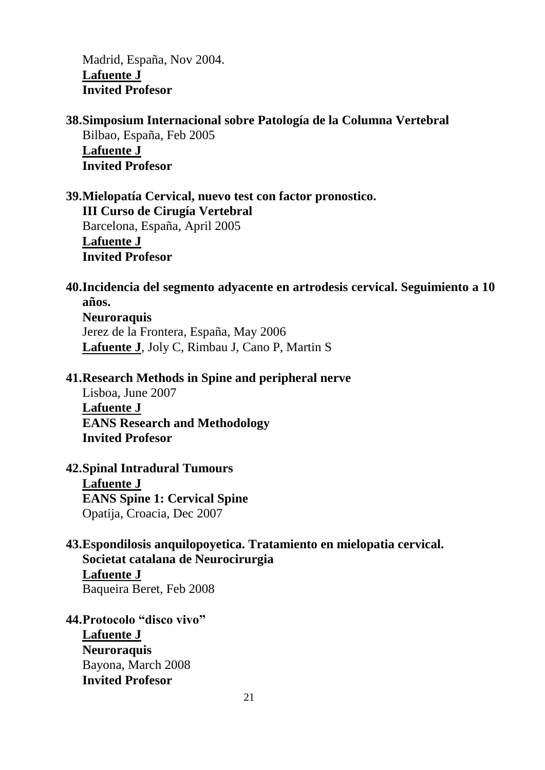Madrid, España, Nov 2004.
**Lafuente J**
**Invited Profesor**

38. **Simposium Internacional sobre Patología de la Columna Vertebral**
Bilbao, España, Feb 2005
**Lafuente J**
**Invited Profesor**

39. **Mielopatía Cervical, nuevo test con factor pronostico.**
**III Curso de Cirugía Vertebral**
Barcelona, España, April 2005
**Lafuente J**
**Invited Profesor**

40. **Incidencia del segmento adyacente en artrodesis cervical. Seguimiento a 10 años.**
**Neuroraquis**
Jerez de la Frontera, España, May 2006
**Lafuente J**, Joly C, Rimbau J, Cano P, Martin S

41. **Research Methods in Spine and peripheral nerve**
Lisboa, June 2007
**Lafuente J**
**EANS Research and Methodology**
**Invited Profesor**

42. **Spinal Intradural Tumours**
**Lafuente J**
**EANS Spine 1: Cervical Spine**
Opatija, Croacia, Dec 2007

43. **Espondilosis anquilopoyetica. Tratamiento en mielopatia cervical.**
**Societat catalana de Neurocirurgia**
**Lafuente J**
Baqueira Beret, Feb 2008

44. **Protocolo "disco vivo"**
**Lafuente J**
**Neuroraquis**
Bayona, March 2008
**Invited Profesor**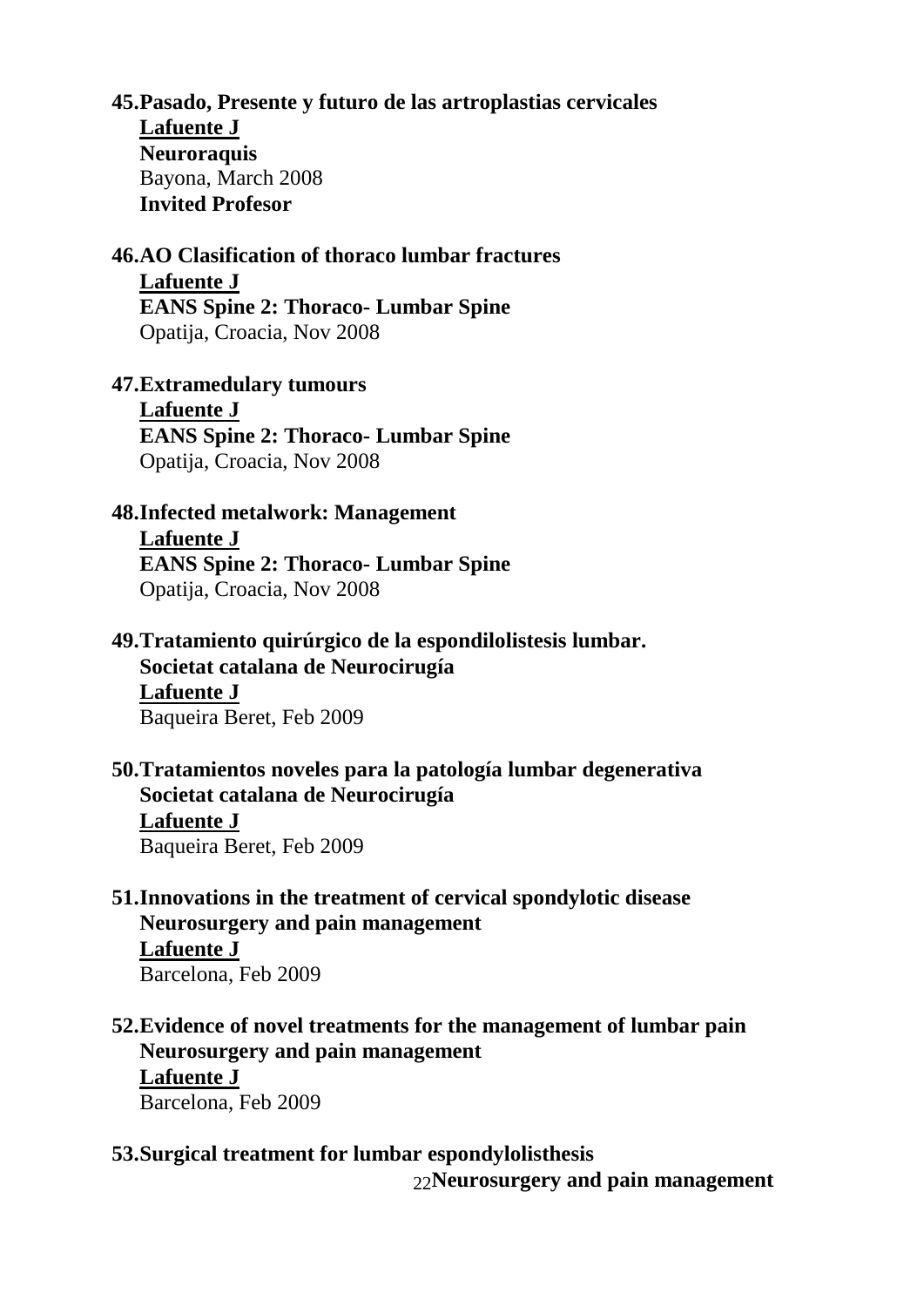45. **Pasado, Presente y futuro de las artroplastias cervicales**
    **Lafuente J**
    **Neuroraquis**
    Bayona, March 2008
    **Invited Profesor**

46. **AO Clasification of thoraco lumbar fractures**
    **Lafuente J**
    **EANS Spine 2: Thoraco- Lumbar Spine**
    Opatija, Croacia, Nov 2008

47. **Extramedulary tumours**
    **Lafuente J**
    **EANS Spine 2: Thoraco- Lumbar Spine**
    Opatija, Croacia, Nov 2008

48. **Infected metalwork: Management**
    **Lafuente J**
    **EANS Spine 2: Thoraco- Lumbar Spine**
    Opatija, Croacia, Nov 2008

49. **Tratamiento quirúrgico de la espondilolistesis lumbar.**
    **Societat catalana de Neurocirugía**
    **Lafuente J**
    Baqueira Beret, Feb 2009

50. **Tratamientos noveles para la patología lumbar degenerativa**
    **Societat catalana de Neurocirugía**
    **Lafuente J**
    Baqueira Beret, Feb 2009

51. **Innovations in the treatment of cervical spondylotic disease**
    **Neurosurgery and pain management**
    **Lafuente J**
    Barcelona, Feb 2009

52. **Evidence of novel treatments for the management of lumbar pain**
    **Neurosurgery and pain management**
    **Lafuente J**
    Barcelona, Feb 2009

53. **Surgical treatment for lumbar espondylolisthesis**
    **Neurosurgery and pain management**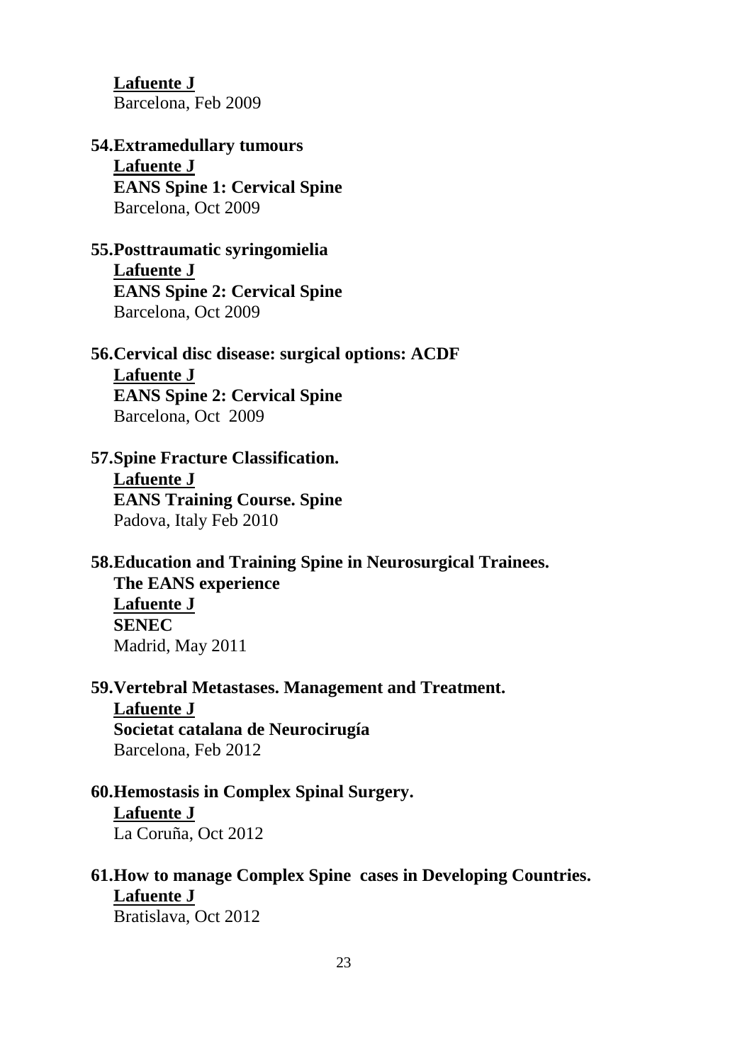**Lafuente J**
Barcelona, Feb 2009

54. **Extramedullary tumours**
    **Lafuente J**
    **EANS Spine 1: Cervical Spine**
    Barcelona, Oct 2009

55. **Posttraumatic syringomielia**
    **Lafuente J**
    **EANS Spine 2: Cervical Spine**
    Barcelona, Oct 2009

56. **Cervical disc disease: surgical options: ACDF**
    **Lafuente J**
    **EANS Spine 2: Cervical Spine**
    Barcelona, Oct 2009

57. **Spine Fracture Classification.**
    **Lafuente J**
    **EANS Training Course. Spine**
    Padova, Italy Feb 2010

58. **Education and Training Spine in Neurosurgical Trainees. The EANS experience**
    **Lafuente J**
    **SENEC**
    Madrid, May 2011

59. **Vertebral Metastases. Management and Treatment.**
    **Lafuente J**
    **Societat catalana de Neurocirugía**
    Barcelona, Feb 2012

60. **Hemostasis in Complex Spinal Surgery.**
    **Lafuente J**
    La Coruña, Oct 2012

61. **How to manage Complex Spine cases in Developing Countries.**
    **Lafuente J**
    Bratislava, Oct 2012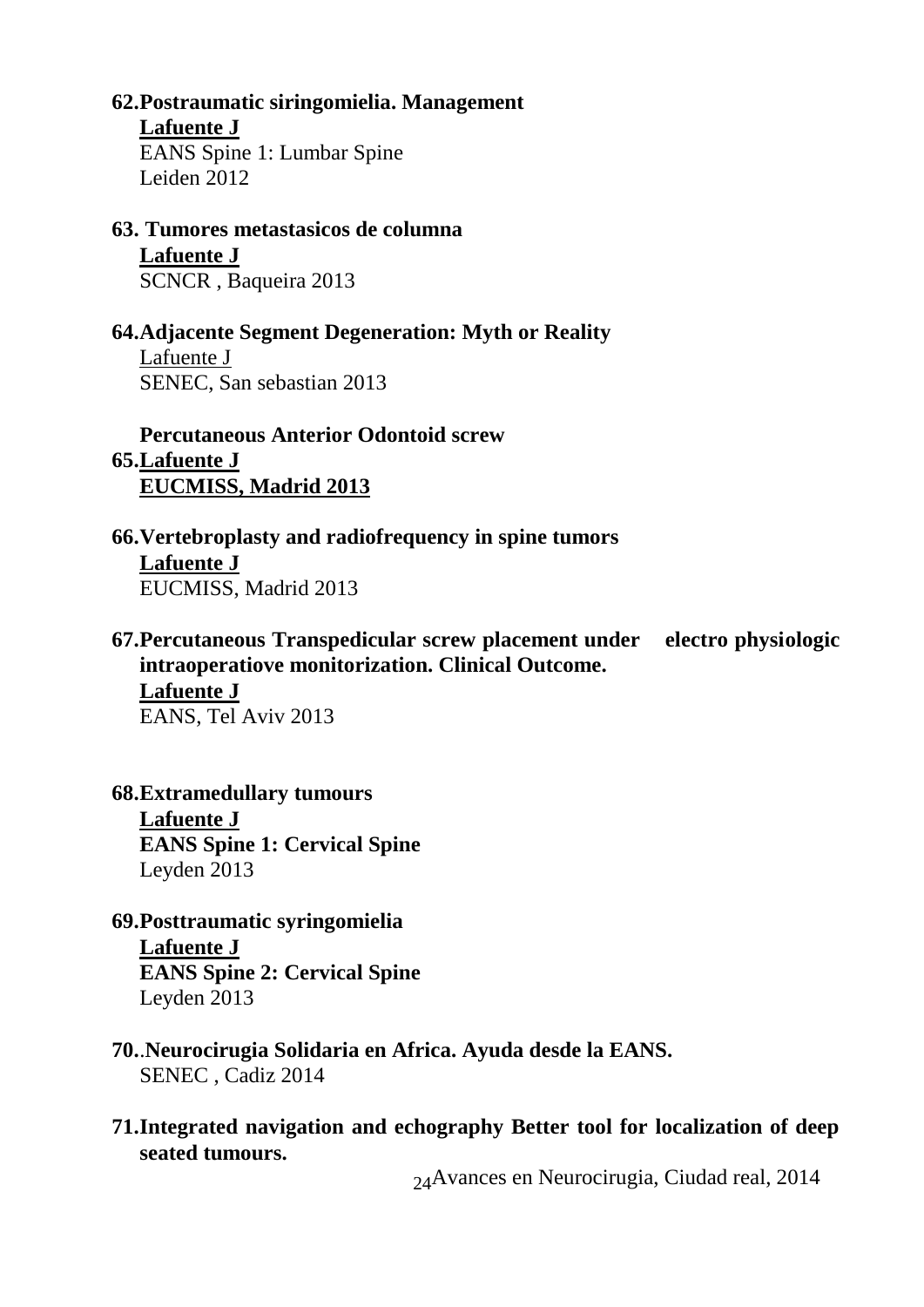**62.Postraumatic siringomielia. Management**
**<u>Lafuente J</u>**
EANS Spine 1: Lumbar Spine
Leiden 2012

**63. Tumores metastasicos de columna**
**<u>Lafuente J</u>**
SCNCR , Baqueira 2013

**64.Adjacente Segment Degeneration: Myth or Reality**
<u>Lafuente J</u>
SENEC, San sebastian 2013

**Percutaneous Anterior Odontoid screw**
**65.<u>Lafuente J</u>**
**<u>EUCMISS, Madrid 2013</u>**

**66.Vertebroplasty and radiofrequency in spine tumors**
**<u>Lafuente J</u>**
EUCMISS, Madrid 2013

**67.Percutaneous Transpedicular screw placement under electro physiologic intraoperatiove monitorization. Clinical Outcome.**
**<u>Lafuente J</u>**
EANS, Tel Aviv 2013

**68.Extramedullary tumours**
**<u>Lafuente J</u>**
**EANS Spine 1: Cervical Spine**
Leyden 2013

**69.Posttraumatic syringomielia**
**<u>Lafuente J</u>**
**EANS Spine 2: Cervical Spine**
Leyden 2013

**70.**.**Neurocirugia Solidaria en Africa. Ayuda desde la EANS.**
SENEC , Cadiz 2014

**71.Integrated navigation and echography Better tool for localization of deep seated tumours.**
Avances en Neurocirugia, Ciudad real, 2014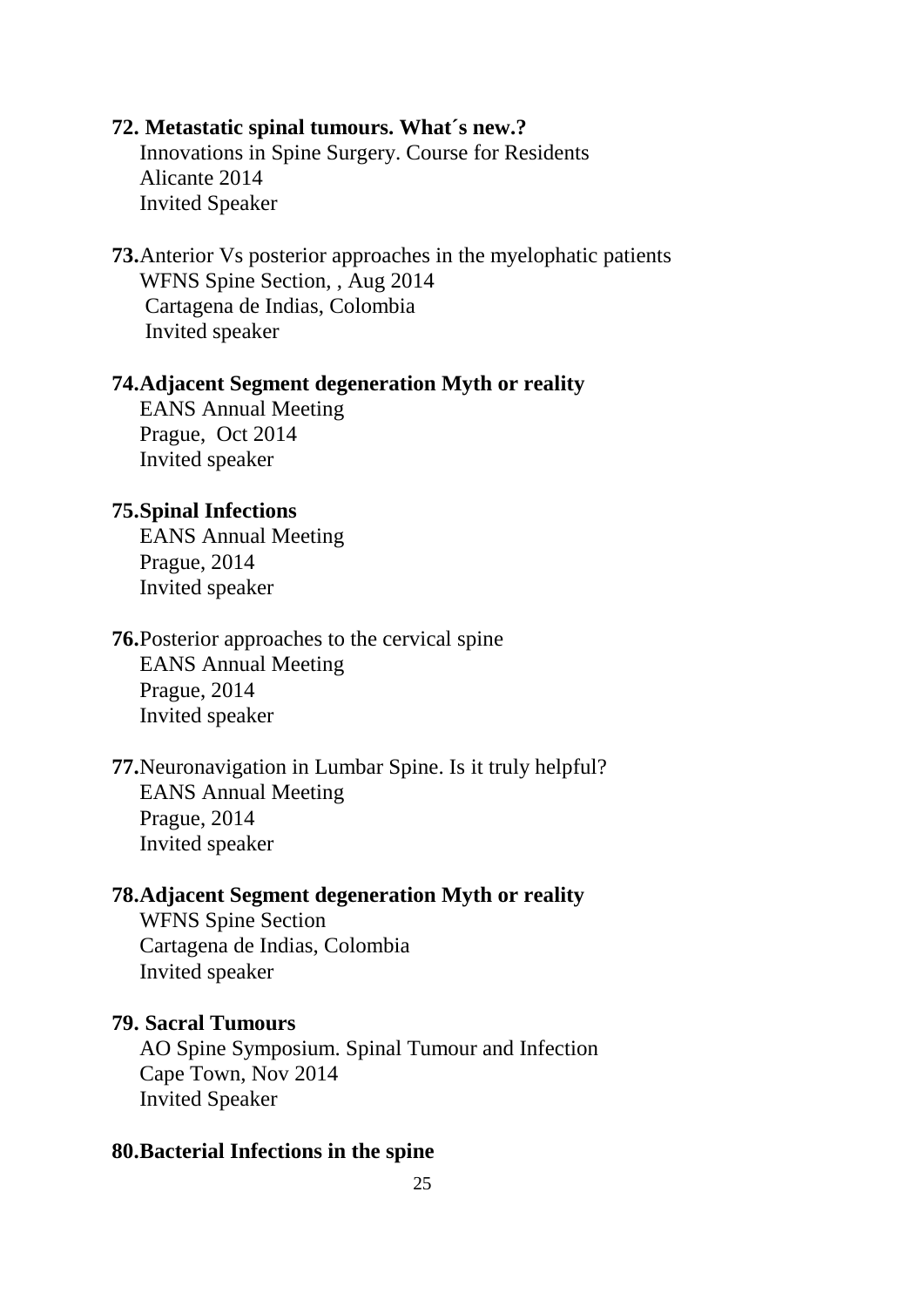**72. Metastatic spinal tumours. What´s new.?**
Innovations in Spine Surgery. Course for Residents
Alicante 2014
Invited Speaker

**73.**Anterior Vs posterior approaches in the myelophatic patients
WFNS Spine Section, , Aug 2014
Cartagena de Indias, Colombia
Invited speaker

**74.Adjacent Segment degeneration Myth or reality**
EANS Annual Meeting
Prague, Oct 2014
Invited speaker

**75.Spinal Infections**
EANS Annual Meeting
Prague, 2014
Invited speaker

**76.**Posterior approaches to the cervical spine
EANS Annual Meeting
Prague, 2014
Invited speaker

**77.**Neuronavigation in Lumbar Spine. Is it truly helpful?
EANS Annual Meeting
Prague, 2014
Invited speaker

**78.Adjacent Segment degeneration Myth or reality**
WFNS Spine Section
Cartagena de Indias, Colombia
Invited speaker

**79. Sacral Tumours**
AO Spine Symposium. Spinal Tumour and Infection
Cape Town, Nov 2014
Invited Speaker

**80.Bacterial Infections in the spine**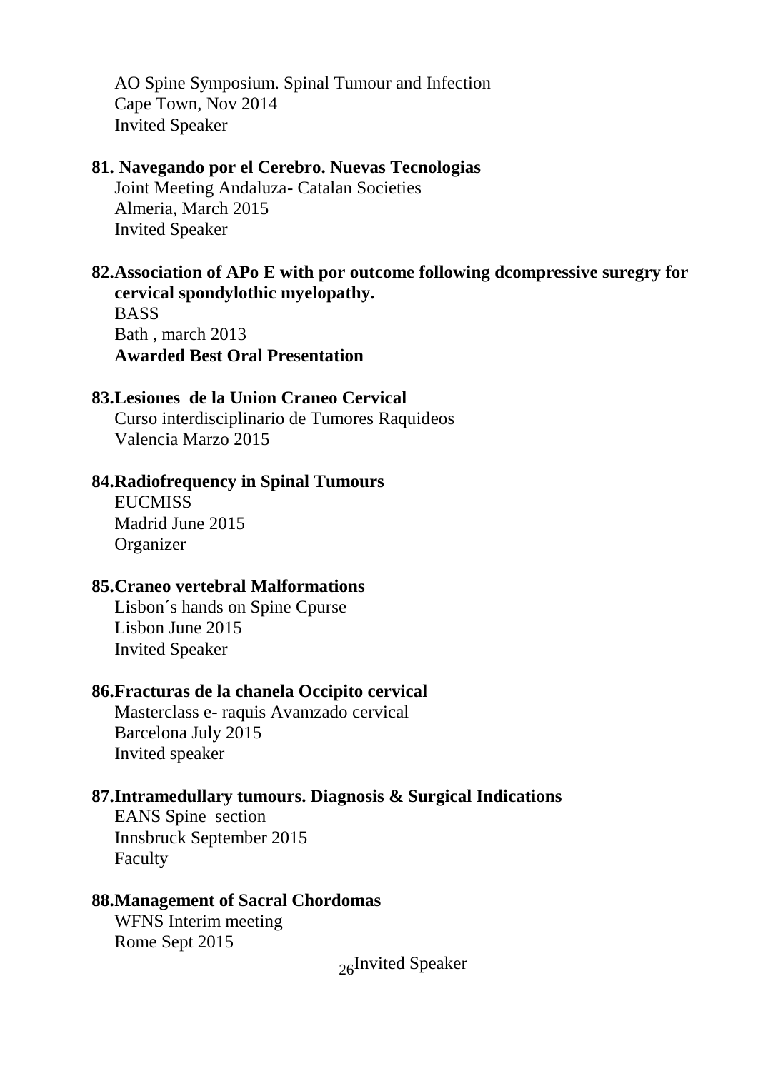AO Spine Symposium. Spinal Tumour and Infection
Cape Town, Nov 2014
Invited Speaker

**81. Navegando por el Cerebro. Nuevas Tecnologias**
Joint Meeting Andaluza- Catalan Societies
Almeria, March 2015
Invited Speaker

**82.Association of APo E with por outcome following dcompressive suregry for cervical spondylothic myelopathy.**
BASS
Bath , march 2013
**Awarded Best Oral Presentation**

**83.Lesiones de la Union Craneo Cervical**
Curso interdisciplinario de Tumores Raquideos
Valencia Marzo 2015

**84.Radiofrequency in Spinal Tumours**
EUCMISS
Madrid June 2015
Organizer

**85.Craneo vertebral Malformations**
Lisbon´s hands on Spine Cpurse
Lisbon June 2015
Invited Speaker

**86.Fracturas de la chanela Occipito cervical**
Masterclass e- raquis Avamzado cervical
Barcelona July 2015
Invited speaker

**87.Intramedullary tumours. Diagnosis & Surgical Indications**
EANS Spine section
Innsbruck September 2015
Faculty

**88.Management of Sacral Chordomas**
WFNS Interim meeting
Rome Sept 2015
Invited Speaker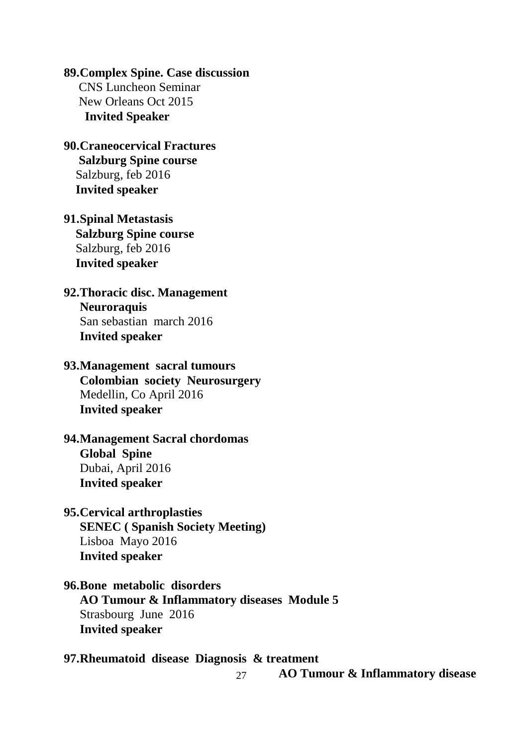**89.Complex Spine. Case discussion**
CNS Luncheon Seminar
New Orleans Oct 2015
**Invited Speaker**

**90.Craneocervical Fractures**
**Salzburg Spine course**
Salzburg, feb 2016
**Invited speaker**

**91.Spinal Metastasis**
**Salzburg Spine course**
Salzburg, feb 2016
**Invited speaker**

**92.Thoracic disc. Management**
**Neuroraquis**
San sebastian march 2016
**Invited speaker**

**93.Management sacral tumours**
**Colombian society Neurosurgery**
Medellin, Co April 2016
**Invited speaker**

**94.Management Sacral chordomas**
**Global Spine**
Dubai, April 2016
**Invited speaker**

**95.Cervical arthroplasties**
**SENEC ( Spanish Society Meeting)**
Lisboa Mayo 2016
**Invited speaker**

**96.Bone metabolic disorders**
**AO Tumour & Inflammatory diseases Module 5**
Strasbourg June 2016
**Invited speaker**

**97.Rheumatoid disease Diagnosis & treatment**
**AO Tumour & Inflammatory disease**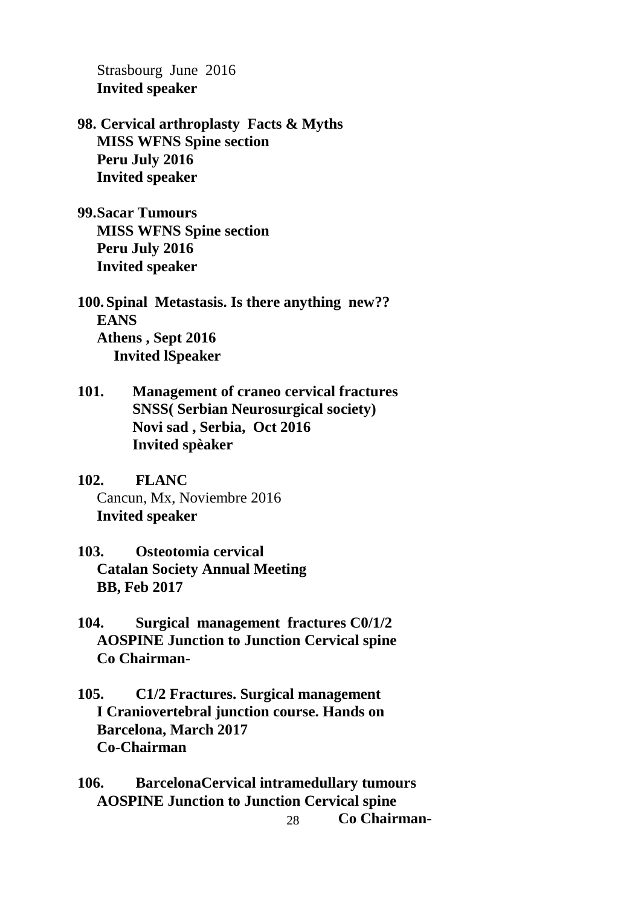Strasbourg June 2016
**Invited speaker**

**98. Cervical arthroplasty Facts & Myths**
**MISS WFNS Spine section**
**Peru July 2016**
**Invited speaker**

**99.Sacar Tumours**
**MISS WFNS Spine section**
**Peru July 2016**
**Invited speaker**

**100. Spinal Metastasis. Is there anything new??**
**EANS**
**Athens , Sept 2016**
**Invited lSpeaker**

**101. Management of craneo cervical fractures**
**SNSS( Serbian Neurosurgical society)**
**Novi sad , Serbia, Oct 2016**
**Invited spèaker**

**102. FLANC**
Cancun, Mx, Noviembre 2016
**Invited speaker**

**103. Osteotomia cervical**
**Catalan Society Annual Meeting**
**BB, Feb 2017**

**104. Surgical management fractures C0/1/2**
**AOSPINE Junction to Junction Cervical spine**
**Co Chairman-**

**105. C1/2 Fractures. Surgical management**
**I Craniovertebral junction course. Hands on**
**Barcelona, March 2017**
**Co-Chairman**

**106. BarcelonaCervical intramedullary tumours**
**AOSPINE Junction to Junction Cervical spine**
**Co Chairman-**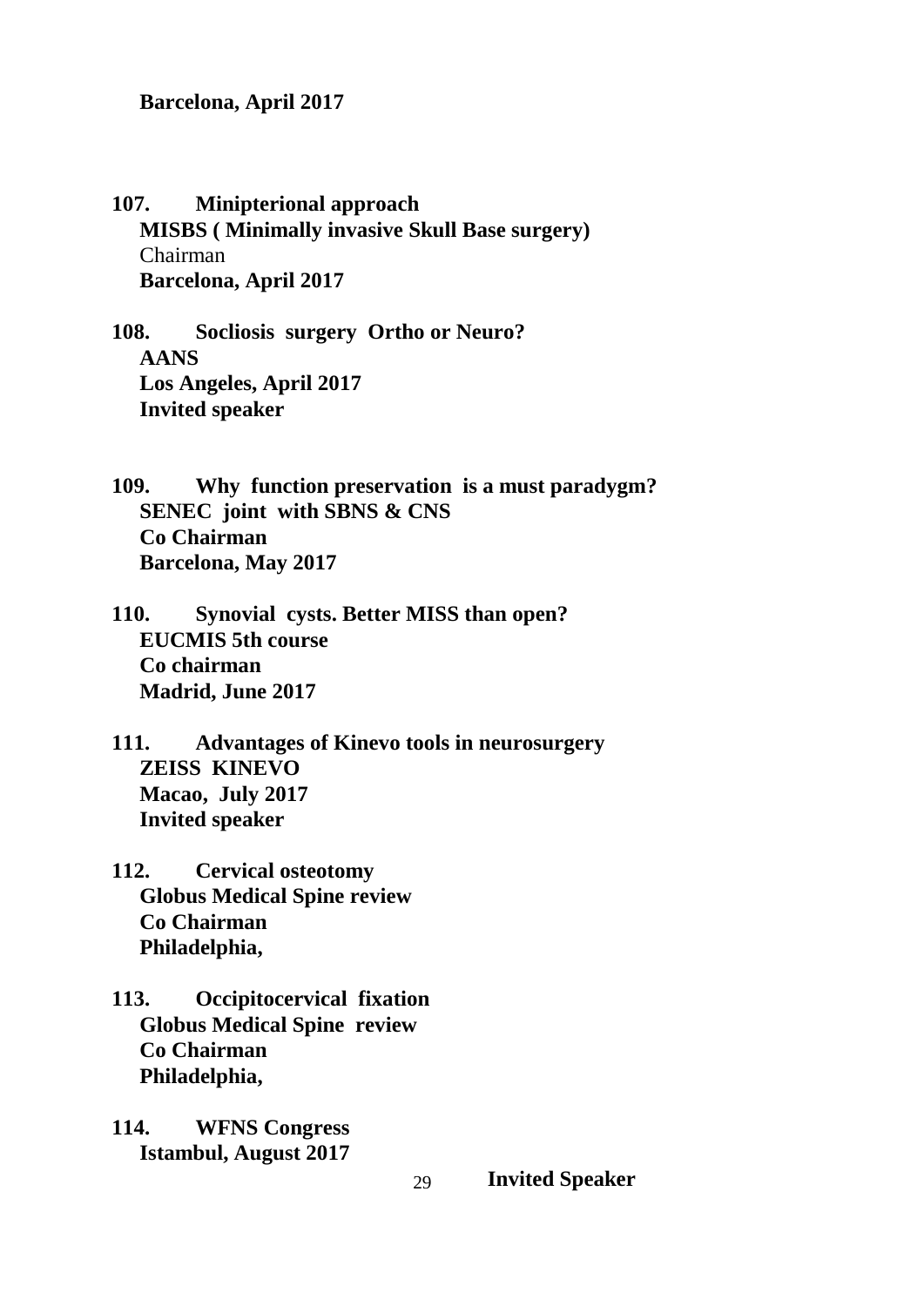**Barcelona, April 2017**

**107. Minipterional approach**
**MISBS ( Minimally invasive Skull Base surgery)**
Chairman
**Barcelona, April 2017**

**108. Socliosis surgery Ortho or Neuro?**
**AANS**
**Los Angeles, April 2017**
**Invited speaker**

**109. Why function preservation is a must paradygm?**
**SENEC joint with SBNS & CNS**
**Co Chairman**
**Barcelona, May 2017**

**110. Synovial cysts. Better MISS than open?**
**EUCMIS 5th course**
**Co chairman**
**Madrid, June 2017**

**111. Advantages of Kinevo tools in neurosurgery**
**ZEISS KINEVO**
**Macao, July 2017**
**Invited speaker**

**112. Cervical osteotomy**
**Globus Medical Spine review**
**Co Chairman**
**Philadelphia,**

**113. Occipitocervical fixation**
**Globus Medical Spine review**
**Co Chairman**
**Philadelphia,**

**114. WFNS Congress**
**Istambul, August 2017**
**Invited Speaker**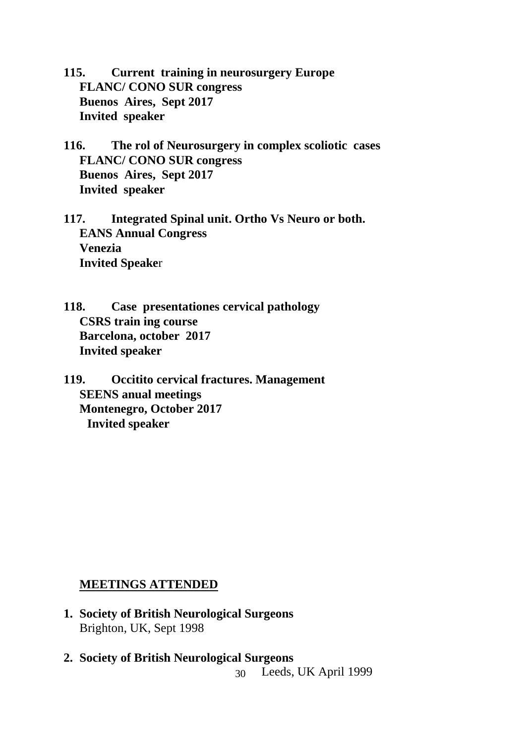**115. Current training in neurosurgery Europe**
**FLANC/ CONO SUR congress**
**Buenos Aires, Sept 2017**
**Invited speaker**

**116. The rol of Neurosurgery in complex scoliotic cases**
**FLANC/ CONO SUR congress**
**Buenos Aires, Sept 2017**
**Invited speaker**

**117. Integrated Spinal unit. Ortho Vs Neuro or both.**
**EANS Annual Congress**
**Venezia**
**Invited Speake**r

**118. Case presentationes cervical pathology**
**CSRS train ing course**
**Barcelona, october 2017**
**Invited speaker**

**119. Occitito cervical fractures. Management**
**SEENS anual meetings**
**Montenegro, October 2017**
**Invited speaker**

## MEETINGS ATTENDED

1. **Society of British Neurological Surgeons**
   Brighton, UK, Sept 1998

2. **Society of British Neurological Surgeons**
   Leeds, UK April 1999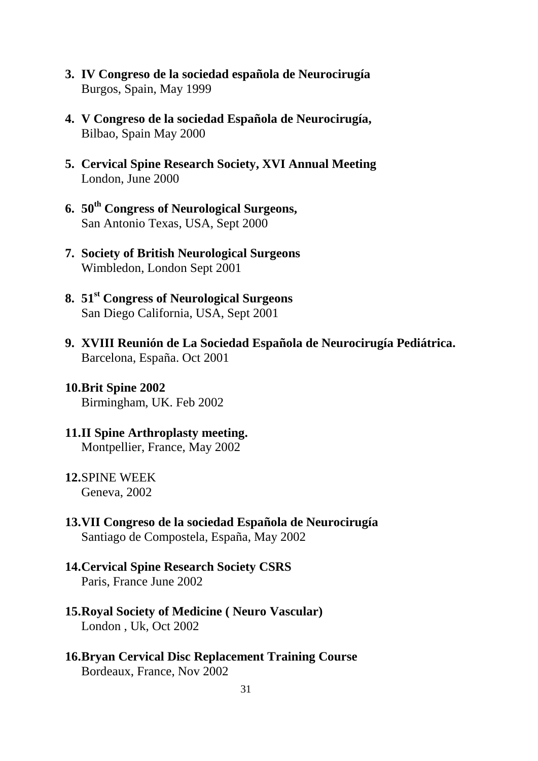3. **IV Congreso de la sociedad española de Neurocirugía**
   Burgos, Spain, May 1999

4. **V Congreso de la sociedad Española de Neurocirugía,**
   Bilbao, Spain May 2000

5. **Cervical Spine Research Society, XVI Annual Meeting**
   London, June 2000

6. **50th Congress of Neurological Surgeons,**
   San Antonio Texas, USA, Sept 2000

7. **Society of British Neurological Surgeons**
   Wimbledon, London Sept 2001

8. **51st Congress of Neurological Surgeons**
   San Diego California, USA, Sept 2001

9. **XVIII Reunión de La Sociedad Española de Neurocirugía Pediátrica.**
   Barcelona, España. Oct 2001

10. **Brit Spine 2002**
    Birmingham, UK. Feb 2002

11. **II Spine Arthroplasty meeting.**
    Montpellier, France, May 2002

12. SPINE WEEK
    Geneva, 2002

13. **VII Congreso de la sociedad Española de Neurocirugía**
    Santiago de Compostela, España, May 2002

14. **Cervical Spine Research Society CSRS**
    Paris, France June 2002

15. **Royal Society of Medicine ( Neuro Vascular)**
    London , Uk, Oct 2002

16. **Bryan Cervical Disc Replacement Training Course**
    Bordeaux, France, Nov 2002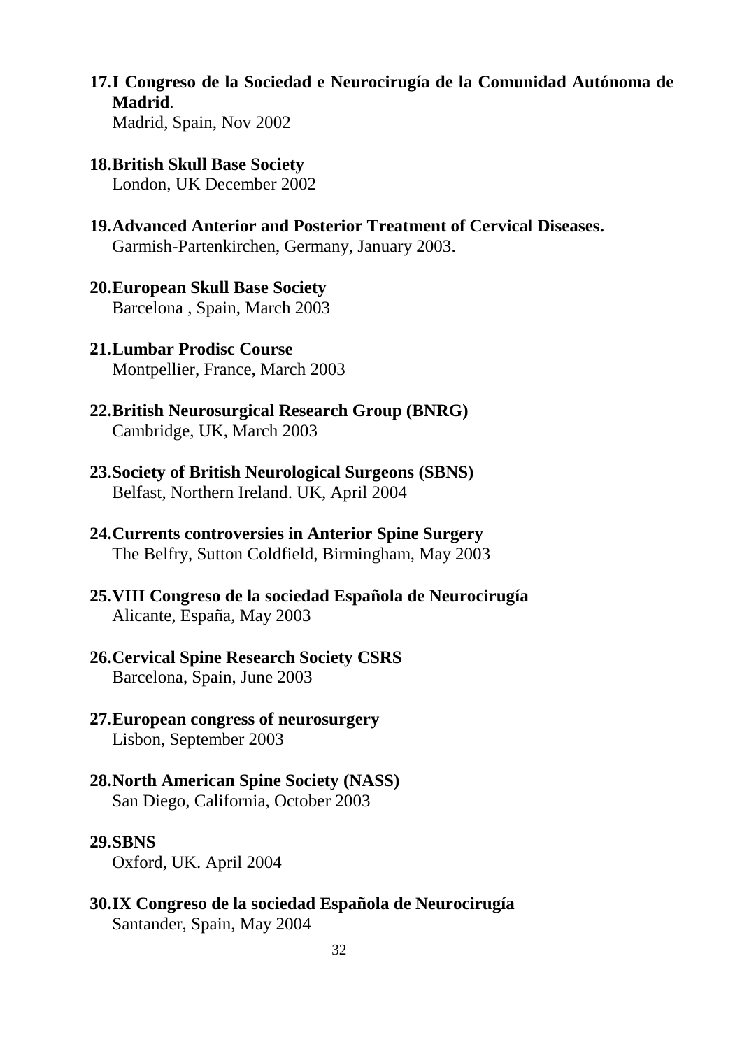17. **I Congreso de la Sociedad e Neurocirugía de la Comunidad Autónoma de Madrid**.
    Madrid, Spain, Nov 2002

18. **British Skull Base Society**
    London, UK December 2002

19. **Advanced Anterior and Posterior Treatment of Cervical Diseases.**
    Garmish-Partenkirchen, Germany, January 2003.

20. **European Skull Base Society**
    Barcelona , Spain, March 2003

21. **Lumbar Prodisc Course**
    Montpellier, France, March 2003

22. **British Neurosurgical Research Group (BNRG)**
    Cambridge, UK, March 2003

23. **Society of British Neurological Surgeons (SBNS)**
    Belfast, Northern Ireland. UK, April 2004

24. **Currents controversies in Anterior Spine Surgery**
    The Belfry, Sutton Coldfield, Birmingham, May 2003

25. **VIII Congreso de la sociedad Española de Neurocirugía**
    Alicante, España, May 2003

26. **Cervical Spine Research Society CSRS**
    Barcelona, Spain, June 2003

27. **European congress of neurosurgery**
    Lisbon, September 2003

28. **North American Spine Society (NASS)**
    San Diego, California, October 2003

29. **SBNS**
    Oxford, UK. April 2004

30. **IX Congreso de la sociedad Española de Neurocirugía**
    Santander, Spain, May 2004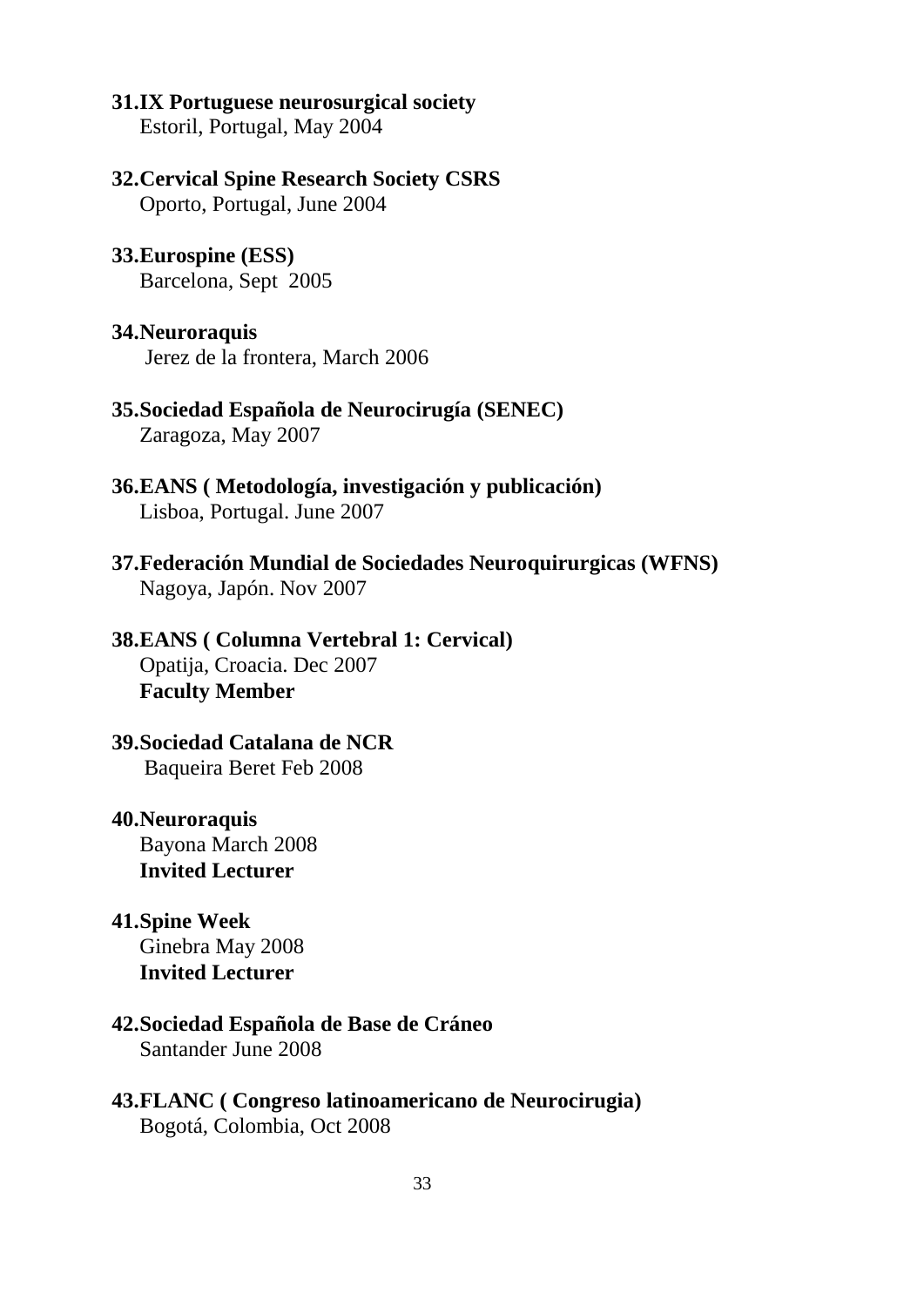31. **IX Portuguese neurosurgical society**
    Estoril, Portugal, May 2004

32. **Cervical Spine Research Society CSRS**
    Oporto, Portugal, June 2004

33. **Eurospine (ESS)**
    Barcelona, Sept 2005

34. **Neuroraquis**
    Jerez de la frontera, March 2006

35. **Sociedad Española de Neurocirugía (SENEC)**
    Zaragoza, May 2007

36. **EANS ( Metodología, investigación y publicación)**
    Lisboa, Portugal. June 2007

37. **Federación Mundial de Sociedades Neuroquirurgicas (WFNS)**
    Nagoya, Japón. Nov 2007

38. **EANS ( Columna Vertebral 1: Cervical)**
    Opatija, Croacia. Dec 2007
    **Faculty Member**

39. **Sociedad Catalana de NCR**
    Baqueira Beret Feb 2008

40. **Neuroraquis**
    Bayona March 2008
    **Invited Lecturer**

41. **Spine Week**
    Ginebra May 2008
    **Invited Lecturer**

42. **Sociedad Española de Base de Cráneo**
    Santander June 2008

43. **FLANC ( Congreso latinoamericano de Neurocirugia)**
    Bogotá, Colombia, Oct 2008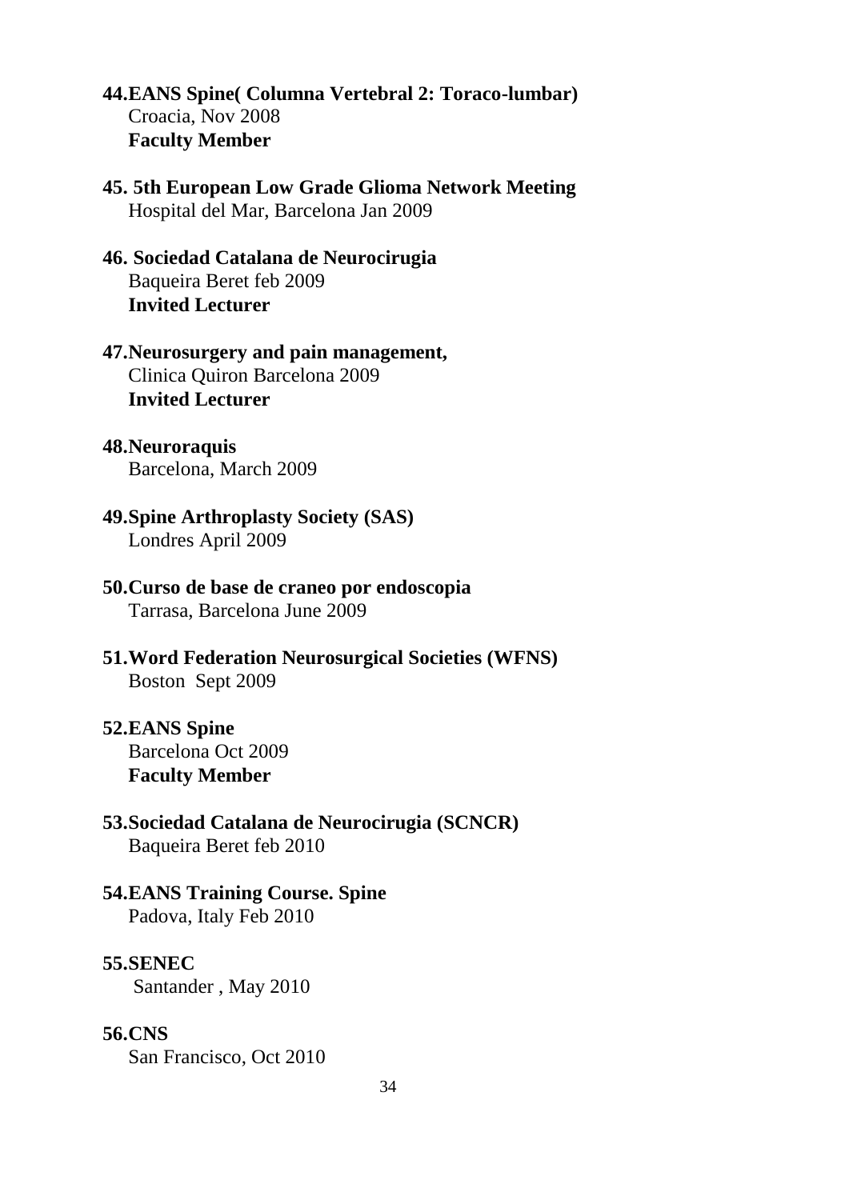**44.EANS Spine( Columna Vertebral 2: Toraco-lumbar)**
Croacia, Nov 2008
**Faculty Member**

**45. 5th European Low Grade Glioma Network Meeting**
Hospital del Mar, Barcelona Jan 2009

**46. Sociedad Catalana de Neurocirugia**
Baqueira Beret feb 2009
**Invited Lecturer**

**47.Neurosurgery and pain management,**
Clinica Quiron Barcelona 2009
**Invited Lecturer**

**48.Neuroraquis**
Barcelona, March 2009

**49.Spine Arthroplasty Society (SAS)**
Londres April 2009

**50.Curso de base de craneo por endoscopia**
Tarrasa, Barcelona June 2009

**51.Word Federation Neurosurgical Societies (WFNS)**
Boston Sept 2009

**52.EANS Spine**
Barcelona Oct 2009
**Faculty Member**

**53.Sociedad Catalana de Neurocirugia (SCNCR)**
Baqueira Beret feb 2010

**54.EANS Training Course. Spine**
Padova, Italy Feb 2010

**55.SENEC**
Santander , May 2010

**56.CNS**
San Francisco, Oct 2010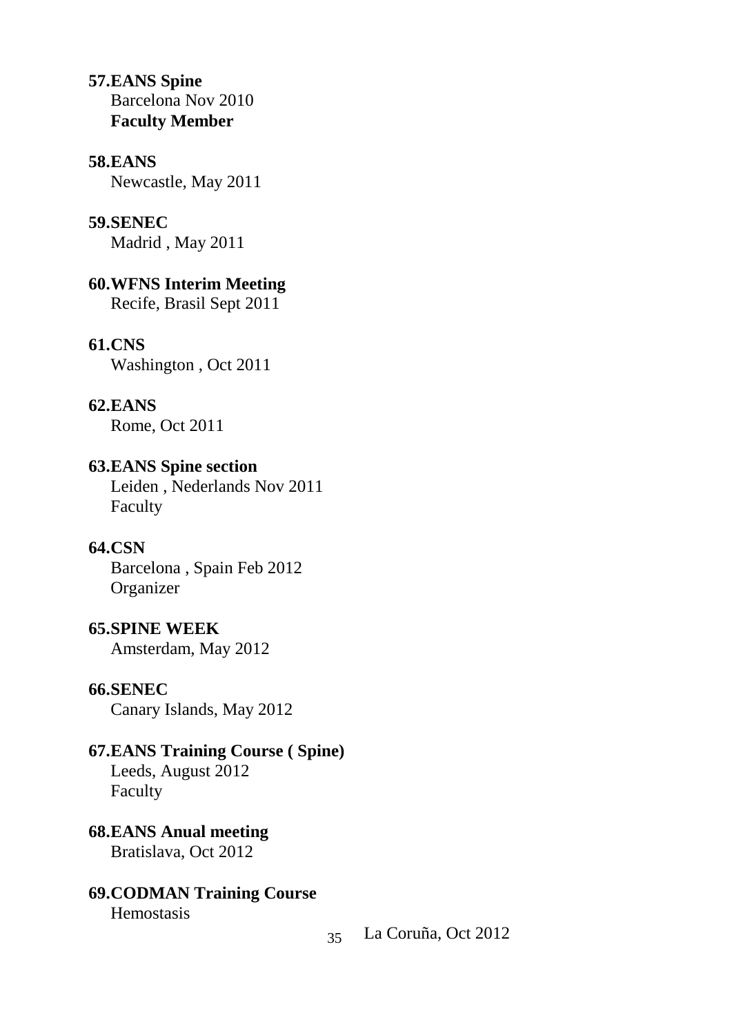**57.EANS Spine**
Barcelona Nov 2010
**Faculty Member**

**58.EANS**
Newcastle, May 2011

**59.SENEC**
Madrid , May 2011

**60.WFNS Interim Meeting**
Recife, Brasil Sept 2011

**61.CNS**
Washington , Oct 2011

**62.EANS**
Rome, Oct 2011

**63.EANS Spine section**
Leiden , Nederlands Nov 2011
Faculty

**64.CSN**
Barcelona , Spain Feb 2012
Organizer

**65.SPINE WEEK**
Amsterdam, May 2012

**66.SENEC**
Canary Islands, May 2012

**67.EANS Training Course ( Spine)**
Leeds, August 2012
Faculty

**68.EANS Anual meeting**
Bratislava, Oct 2012

**69.CODMAN Training Course**
Hemostasis
La Coruña, Oct 2012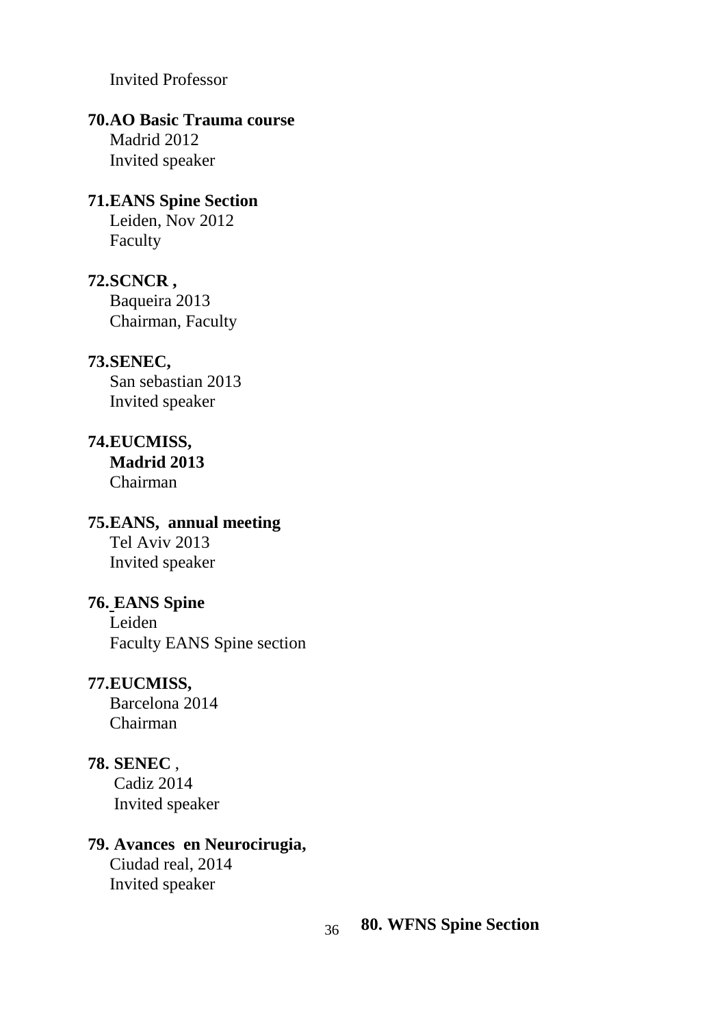Invited Professor

**70.AO Basic Trauma course**
Madrid 2012
Invited speaker

**71.EANS Spine Section**
Leiden, Nov 2012
Faculty

**72.SCNCR ,**
Baqueira 2013
Chairman, Faculty

**73.SENEC,**
San sebastian 2013
Invited speaker

**74.EUCMISS,**
**Madrid 2013**
Chairman

**75.EANS, annual meeting**
Tel Aviv 2013
Invited speaker

**76. EANS Spine**
Leiden
Faculty EANS Spine section

**77.EUCMISS,**
Barcelona 2014
Chairman

**78. SENEC** ,
Cadiz 2014
Invited speaker

**79. Avances en Neurocirugia,**
Ciudad real, 2014
Invited speaker

**80. WFNS Spine Section**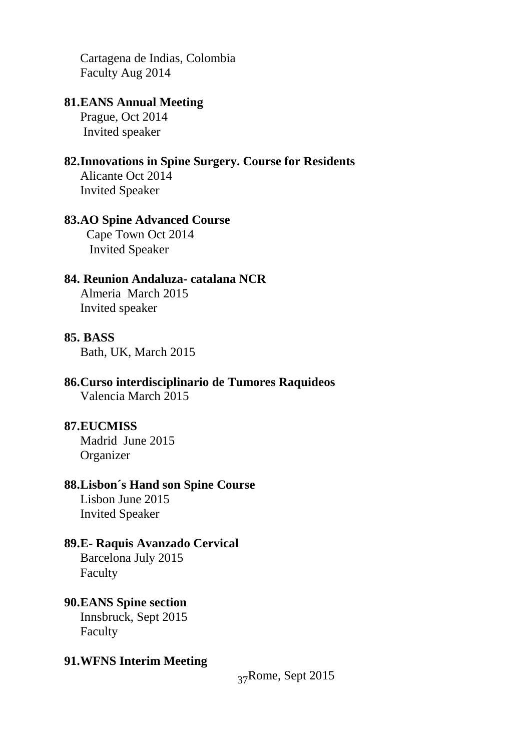Cartagena de Indias, Colombia
Faculty Aug 2014

**81.EANS Annual Meeting**
Prague, Oct 2014
Invited speaker

**82.Innovations in Spine Surgery. Course for Residents**
Alicante Oct 2014
Invited Speaker

**83.AO Spine Advanced Course**
Cape Town Oct 2014
Invited Speaker

**84. Reunion Andaluza- catalana NCR**
Almeria March 2015
Invited speaker

**85. BASS**
Bath, UK, March 2015

**86.Curso interdisciplinario de Tumores Raquideos**
Valencia March 2015

**87.EUCMISS**
Madrid June 2015
Organizer

**88.Lisbon´s Hand son Spine Course**
Lisbon June 2015
Invited Speaker

**89.E- Raquis Avanzado Cervical**
Barcelona July 2015
Faculty

**90.EANS Spine section**
Innsbruck, Sept 2015
Faculty

**91.WFNS Interim Meeting**
Rome, Sept 2015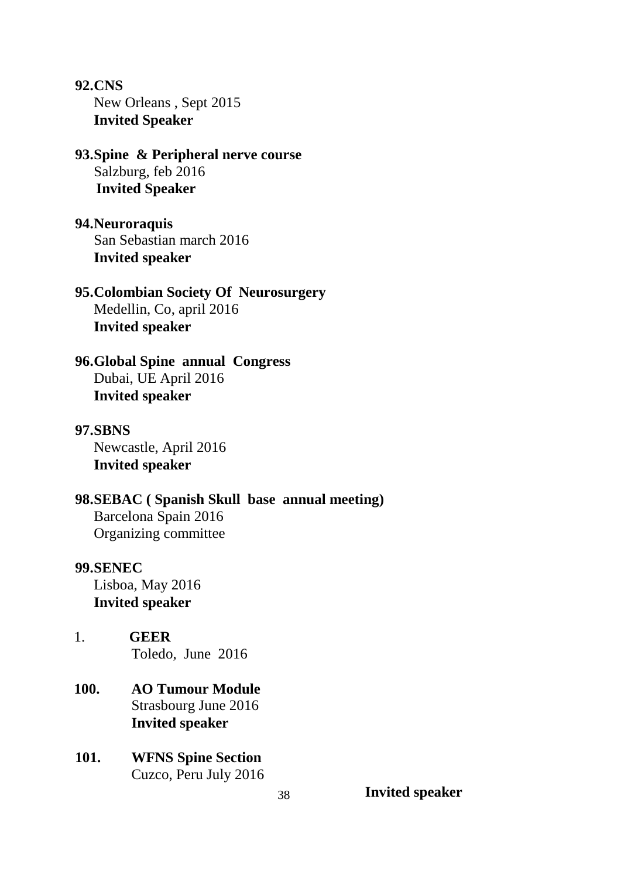**92.CNS**
New Orleans , Sept 2015
**Invited Speaker**

**93.Spine & Peripheral nerve course**
Salzburg, feb 2016
**Invited Speaker**

**94.Neuroraquis**
San Sebastian march 2016
**Invited speaker**

**95.Colombian Society Of Neurosurgery**
Medellin, Co, april 2016
**Invited speaker**

**96.Global Spine annual Congress**
Dubai, UE April 2016
**Invited speaker**

**97.SBNS**
Newcastle, April 2016
**Invited speaker**

**98.SEBAC ( Spanish Skull base annual meeting)**
Barcelona Spain 2016
Organizing committee

**99.SENEC**
Lisboa, May 2016
**Invited speaker**

1. **GEER**
Toledo, June 2016

**100. AO Tumour Module**
Strasbourg June 2016
**Invited speaker**

**101. WFNS Spine Section**
Cuzco, Peru July 2016
**Invited speaker**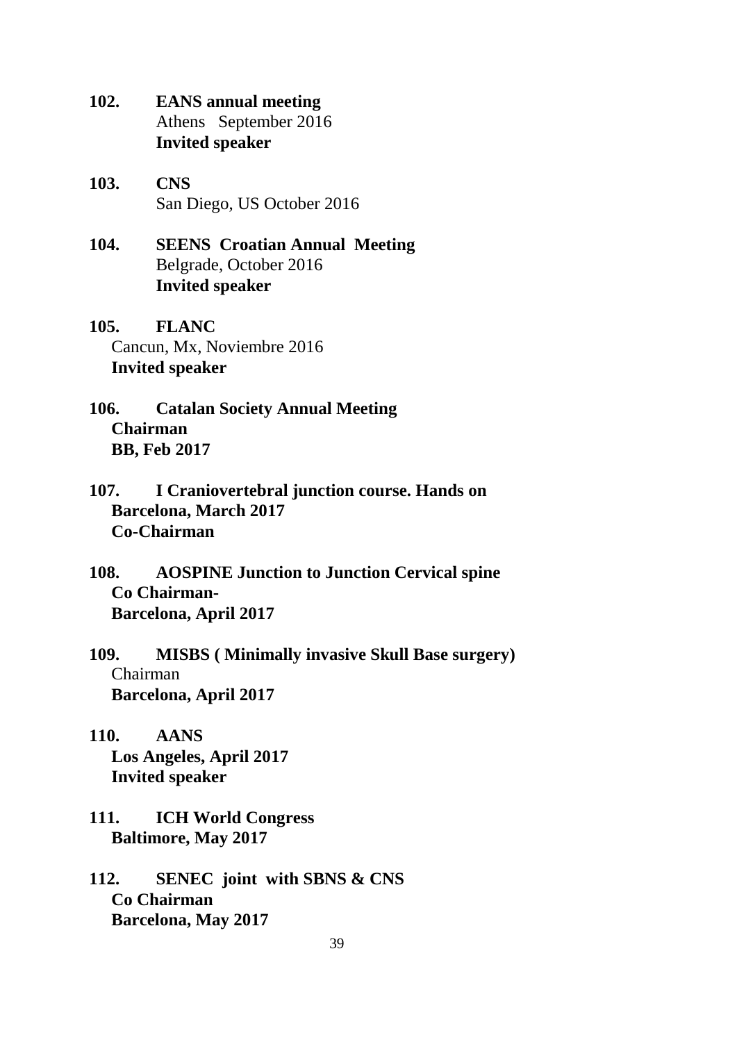**102. EANS annual meeting**
Athens September 2016
**Invited speaker**

**103. CNS**
San Diego, US October 2016

**104. SEENS Croatian Annual Meeting**
Belgrade, October 2016
**Invited speaker**

**105. FLANC**
Cancun, Mx, Noviembre 2016
**Invited speaker**

**106. Catalan Society Annual Meeting**
**Chairman**
**BB, Feb 2017**

**107. I Craniovertebral junction course. Hands on**
**Barcelona, March 2017**
**Co-Chairman**

**108. AOSPINE Junction to Junction Cervical spine**
**Co Chairman-**
**Barcelona, April 2017**

**109. MISBS ( Minimally invasive Skull Base surgery)**
Chairman
**Barcelona, April 2017**

**110. AANS**
**Los Angeles, April 2017**
**Invited speaker**

**111. ICH World Congress**
**Baltimore, May 2017**

**112. SENEC joint with SBNS & CNS**
**Co Chairman**
**Barcelona, May 2017**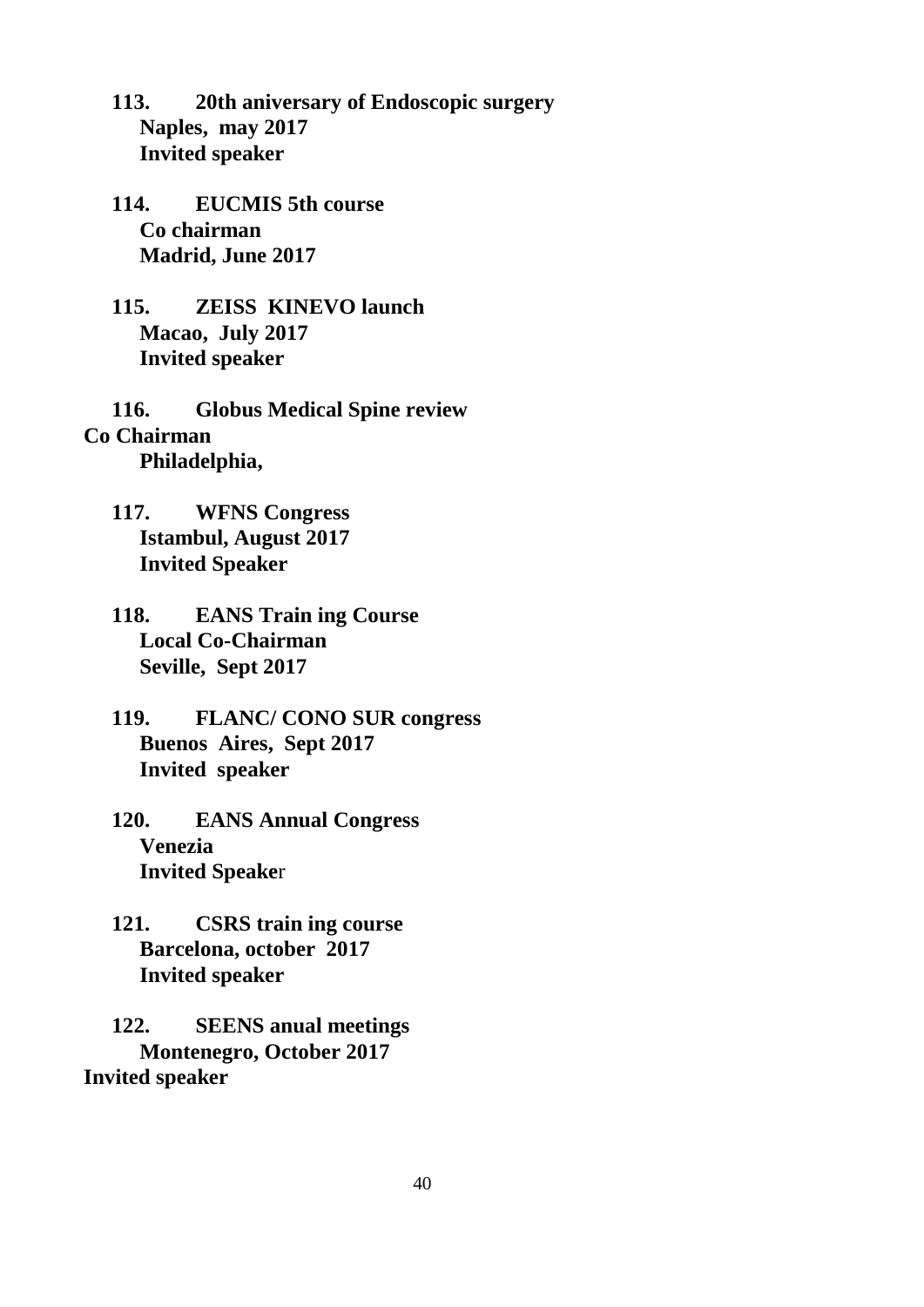**113. 20th aniversary of Endoscopic surgery**
**Naples, may 2017**
**Invited speaker**

**114. EUCMIS 5th course**
**Co chairman**
**Madrid, June 2017**

**115. ZEISS KINEVO launch**
**Macao, July 2017**
**Invited speaker**

**116. Globus Medical Spine review**
**Co Chairman**
**Philadelphia,**

**117. WFNS Congress**
**Istambul, August 2017**
**Invited Speaker**

**118. EANS Train ing Course**
**Local Co-Chairman**
**Seville, Sept 2017**

**119. FLANC/ CONO SUR congress**
**Buenos Aires, Sept 2017**
**Invited speaker**

**120. EANS Annual Congress**
**Venezia**
**Invited Speaker**

**121. CSRS train ing course**
**Barcelona, october 2017**
**Invited speaker**

**122. SEENS anual meetings**
**Montenegro, October 2017**
**Invited speaker**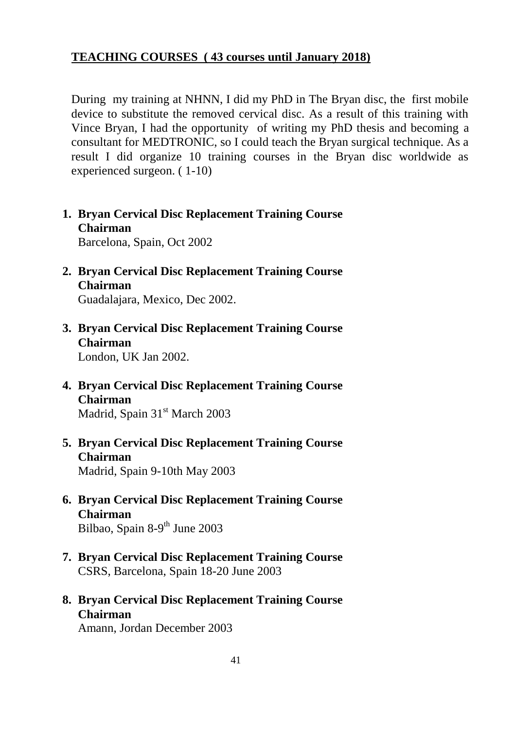## **<u>TEACHING COURSES ( 43 courses until January 2018)</u>**

During my training at NHNN, I did my PhD in The Bryan disc, the first mobile device to substitute the removed cervical disc. As a result of this training with Vince Bryan, I had the opportunity of writing my PhD thesis and becoming a consultant for MEDTRONIC, so I could teach the Bryan surgical technique. As a result I did organize 10 training courses in the Bryan disc worldwide as experienced surgeon. ( 1-10)

1. **Bryan Cervical Disc Replacement Training Course**
   **Chairman**
   Barcelona, Spain, Oct 2002

2. **Bryan Cervical Disc Replacement Training Course**
   **Chairman**
   Guadalajara, Mexico, Dec 2002.

3. **Bryan Cervical Disc Replacement Training Course**
   **Chairman**
   London, UK Jan 2002.

4. **Bryan Cervical Disc Replacement Training Course**
   **Chairman**
   Madrid, Spain 31st March 2003

5. **Bryan Cervical Disc Replacement Training Course**
   **Chairman**
   Madrid, Spain 9-10th May 2003

6. **Bryan Cervical Disc Replacement Training Course**
   **Chairman**
   Bilbao, Spain 8-9th June 2003

7. **Bryan Cervical Disc Replacement Training Course**
   CSRS, Barcelona, Spain 18-20 June 2003

8. **Bryan Cervical Disc Replacement Training Course**
   **Chairman**
   Amann, Jordan December 2003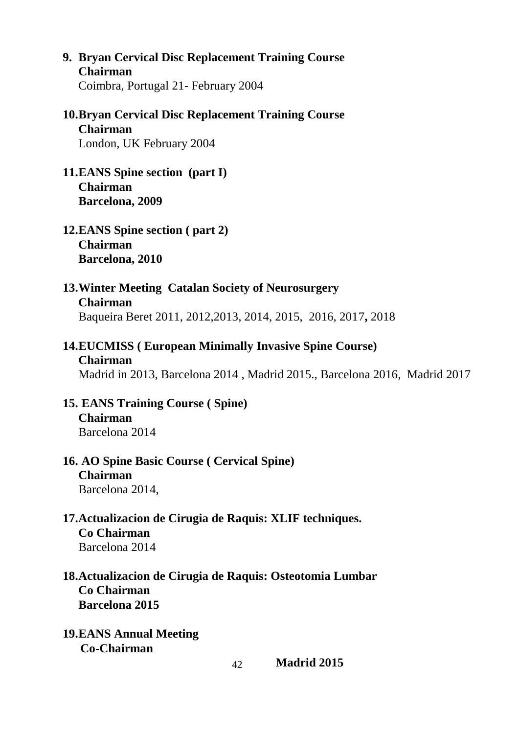9. **Bryan Cervical Disc Replacement Training Course**
   **Chairman**
   Coimbra, Portugal 21- February 2004

10. **Bryan Cervical Disc Replacement Training Course**
    **Chairman**
    London, UK February 2004

11. **EANS Spine section (part I)**
    **Chairman**
    **Barcelona, 2009**

12. **EANS Spine section ( part 2)**
    **Chairman**
    **Barcelona, 2010**

13. **Winter Meeting Catalan Society of Neurosurgery**
    **Chairman**
    Baqueira Beret 2011, 2012,2013, 2014, 2015, 2016, 2017**,** 2018

14. **EUCMISS ( European Minimally Invasive Spine Course)**
    **Chairman**
    Madrid in 2013, Barcelona 2014 , Madrid 2015., Barcelona 2016, Madrid 2017

15. **EANS Training Course ( Spine)**
    **Chairman**
    Barcelona 2014

16. **AO Spine Basic Course ( Cervical Spine)**
    **Chairman**
    Barcelona 2014,

17. **Actualizacion de Cirugia de Raquis: XLIF techniques.**
    **Co Chairman**
    Barcelona 2014

18. **Actualizacion de Cirugia de Raquis: Osteotomia Lumbar**
    **Co Chairman**
    **Barcelona 2015**

19. **EANS Annual Meeting**
    **Co-Chairman**
    **Madrid 2015**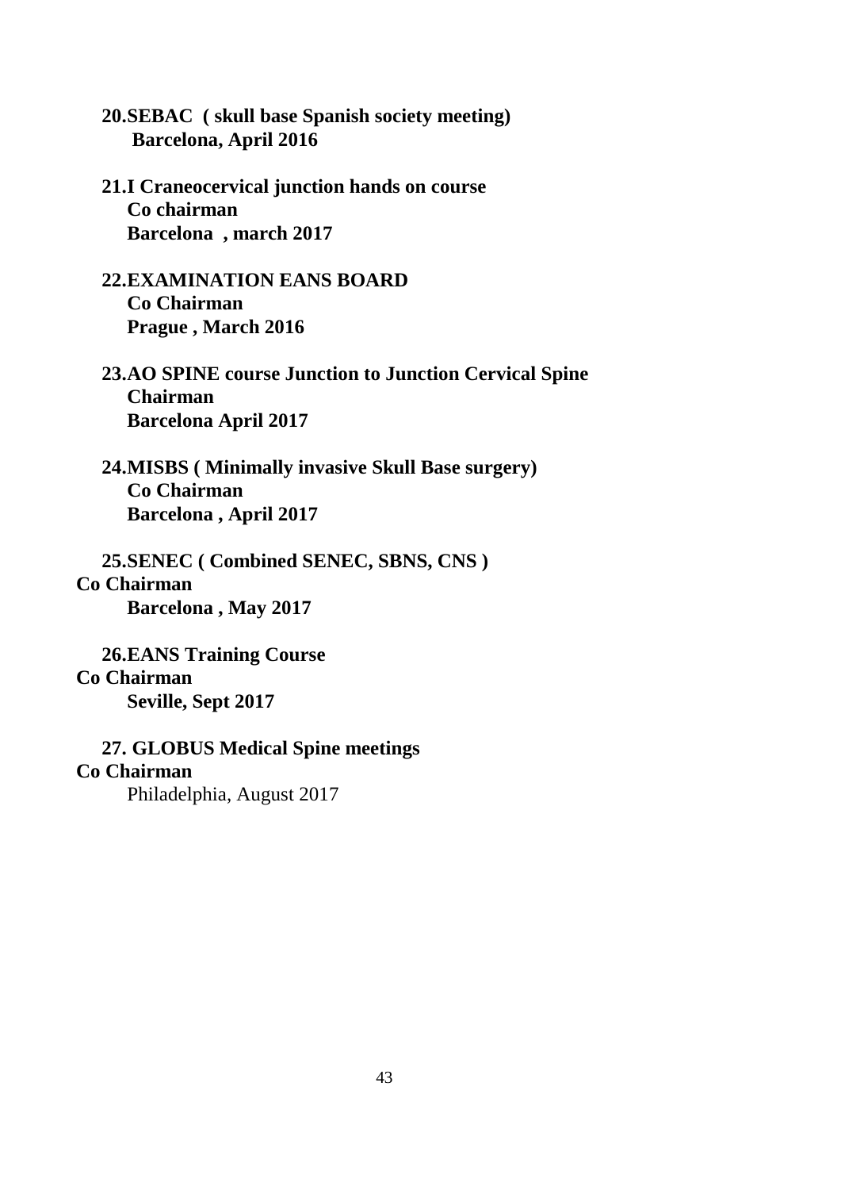20. **SEBAC ( skull base Spanish society meeting)**
    **Barcelona, April 2016**

21. **I Craneocervical junction hands on course**
    **Co chairman**
    **Barcelona , march 2017**

22. **EXAMINATION EANS BOARD**
    **Co Chairman**
    **Prague , March 2016**

23. **AO SPINE course Junction to Junction Cervical Spine**
    **Chairman**
    **Barcelona April 2017**

24. **MISBS ( Minimally invasive Skull Base surgery)**
    **Co Chairman**
    **Barcelona , April 2017**

25. **SENEC ( Combined SENEC, SBNS, CNS )**
    **Co Chairman**
    **Barcelona , May 2017**

26. **EANS Training Course**
    **Co Chairman**
    **Seville, Sept 2017**

27. **GLOBUS Medical Spine meetings**
    **Co Chairman**
    Philadelphia, August 2017